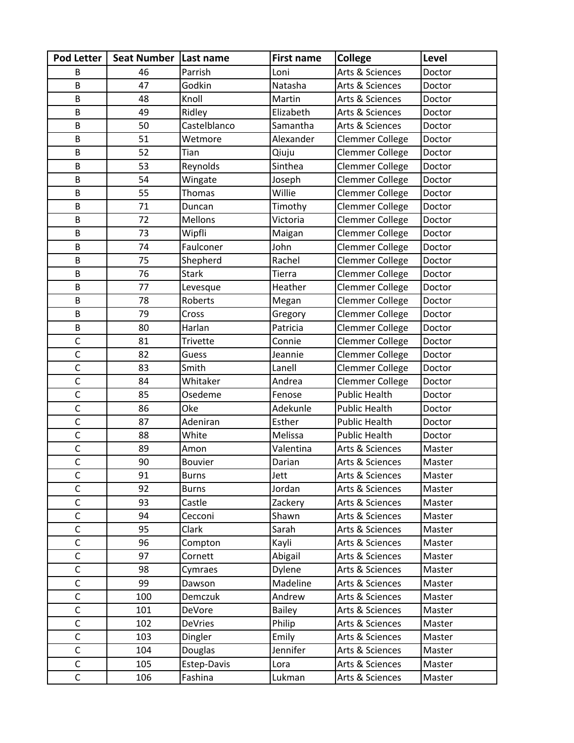| Pod Letter | Seat Number | Last name | First name | College | Level |
|---|---|---|---|---|---|
| B | 46 | Parrish | Loni | Arts & Sciences | Doctor |
| B | 47 | Godkin | Natasha | Arts & Sciences | Doctor |
| B | 48 | Knoll | Martin | Arts & Sciences | Doctor |
| B | 49 | Ridley | Elizabeth | Arts & Sciences | Doctor |
| B | 50 | Castelblanco | Samantha | Arts & Sciences | Doctor |
| B | 51 | Wetmore | Alexander | Clemmer College | Doctor |
| B | 52 | Tian | Qiuju | Clemmer College | Doctor |
| B | 53 | Reynolds | Sinthea | Clemmer College | Doctor |
| B | 54 | Wingate | Joseph | Clemmer College | Doctor |
| B | 55 | Thomas | Willie | Clemmer College | Doctor |
| B | 71 | Duncan | Timothy | Clemmer College | Doctor |
| B | 72 | Mellons | Victoria | Clemmer College | Doctor |
| B | 73 | Wipfli | Maigan | Clemmer College | Doctor |
| B | 74 | Faulconer | John | Clemmer College | Doctor |
| B | 75 | Shepherd | Rachel | Clemmer College | Doctor |
| B | 76 | Stark | Tierra | Clemmer College | Doctor |
| B | 77 | Levesque | Heather | Clemmer College | Doctor |
| B | 78 | Roberts | Megan | Clemmer College | Doctor |
| B | 79 | Cross | Gregory | Clemmer College | Doctor |
| B | 80 | Harlan | Patricia | Clemmer College | Doctor |
| C | 81 | Trivette | Connie | Clemmer College | Doctor |
| C | 82 | Guess | Jeannie | Clemmer College | Doctor |
| C | 83 | Smith | Lanell | Clemmer College | Doctor |
| C | 84 | Whitaker | Andrea | Clemmer College | Doctor |
| C | 85 | Osedeme | Fenose | Public Health | Doctor |
| C | 86 | Oke | Adekunle | Public Health | Doctor |
| C | 87 | Adeniran | Esther | Public Health | Doctor |
| C | 88 | White | Melissa | Public Health | Doctor |
| C | 89 | Amon | Valentina | Arts & Sciences | Master |
| C | 90 | Bouvier | Darian | Arts & Sciences | Master |
| C | 91 | Burns | Jett | Arts & Sciences | Master |
| C | 92 | Burns | Jordan | Arts & Sciences | Master |
| C | 93 | Castle | Zackery | Arts & Sciences | Master |
| C | 94 | Cecconi | Shawn | Arts & Sciences | Master |
| C | 95 | Clark | Sarah | Arts & Sciences | Master |
| C | 96 | Compton | Kayli | Arts & Sciences | Master |
| C | 97 | Cornett | Abigail | Arts & Sciences | Master |
| C | 98 | Cymraes | Dylene | Arts & Sciences | Master |
| C | 99 | Dawson | Madeline | Arts & Sciences | Master |
| C | 100 | Demczuk | Andrew | Arts & Sciences | Master |
| C | 101 | DeVore | Bailey | Arts & Sciences | Master |
| C | 102 | DeVries | Philip | Arts & Sciences | Master |
| C | 103 | Dingler | Emily | Arts & Sciences | Master |
| C | 104 | Douglas | Jennifer | Arts & Sciences | Master |
| C | 105 | Estep-Davis | Lora | Arts & Sciences | Master |
| C | 106 | Fashina | Lukman | Arts & Sciences | Master |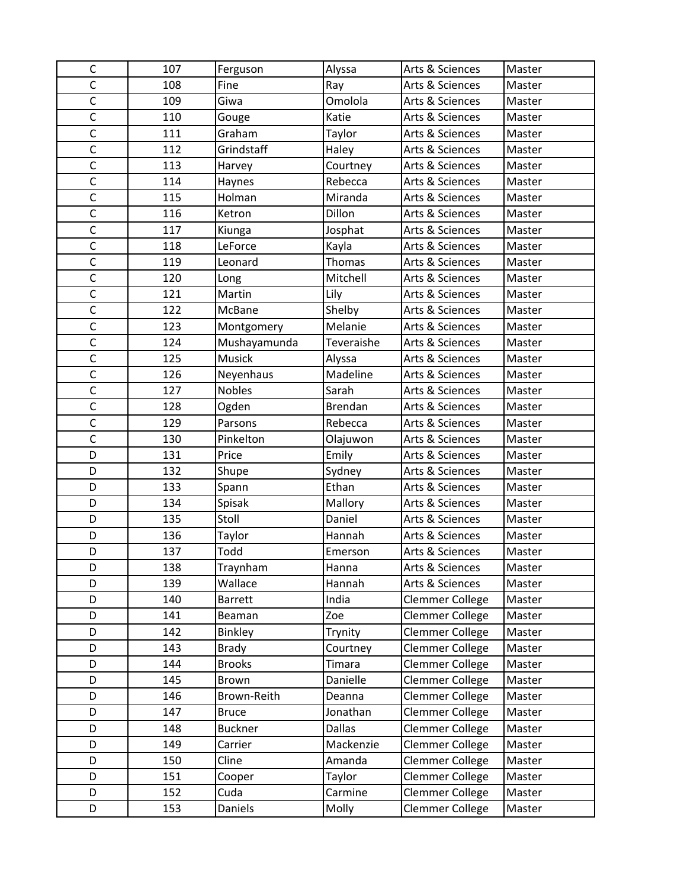| | | | | | |
|---|---|---|---|---|---|
| C | 107 | Ferguson | Alyssa | Arts & Sciences | Master |
| C | 108 | Fine | Ray | Arts & Sciences | Master |
| C | 109 | Giwa | Omolola | Arts & Sciences | Master |
| C | 110 | Gouge | Katie | Arts & Sciences | Master |
| C | 111 | Graham | Taylor | Arts & Sciences | Master |
| C | 112 | Grindstaff | Haley | Arts & Sciences | Master |
| C | 113 | Harvey | Courtney | Arts & Sciences | Master |
| C | 114 | Haynes | Rebecca | Arts & Sciences | Master |
| C | 115 | Holman | Miranda | Arts & Sciences | Master |
| C | 116 | Ketron | Dillon | Arts & Sciences | Master |
| C | 117 | Kiunga | Josphat | Arts & Sciences | Master |
| C | 118 | LeForce | Kayla | Arts & Sciences | Master |
| C | 119 | Leonard | Thomas | Arts & Sciences | Master |
| C | 120 | Long | Mitchell | Arts & Sciences | Master |
| C | 121 | Martin | Lily | Arts & Sciences | Master |
| C | 122 | McBane | Shelby | Arts & Sciences | Master |
| C | 123 | Montgomery | Melanie | Arts & Sciences | Master |
| C | 124 | Mushayamunda | Teveraishe | Arts & Sciences | Master |
| C | 125 | Musick | Alyssa | Arts & Sciences | Master |
| C | 126 | Neyenhaus | Madeline | Arts & Sciences | Master |
| C | 127 | Nobles | Sarah | Arts & Sciences | Master |
| C | 128 | Ogden | Brendan | Arts & Sciences | Master |
| C | 129 | Parsons | Rebecca | Arts & Sciences | Master |
| C | 130 | Pinkelton | Olajuwon | Arts & Sciences | Master |
| D | 131 | Price | Emily | Arts & Sciences | Master |
| D | 132 | Shupe | Sydney | Arts & Sciences | Master |
| D | 133 | Spann | Ethan | Arts & Sciences | Master |
| D | 134 | Spisak | Mallory | Arts & Sciences | Master |
| D | 135 | Stoll | Daniel | Arts & Sciences | Master |
| D | 136 | Taylor | Hannah | Arts & Sciences | Master |
| D | 137 | Todd | Emerson | Arts & Sciences | Master |
| D | 138 | Traynham | Hanna | Arts & Sciences | Master |
| D | 139 | Wallace | Hannah | Arts & Sciences | Master |
| D | 140 | Barrett | India | Clemmer College | Master |
| D | 141 | Beaman | Zoe | Clemmer College | Master |
| D | 142 | Binkley | Trynity | Clemmer College | Master |
| D | 143 | Brady | Courtney | Clemmer College | Master |
| D | 144 | Brooks | Timara | Clemmer College | Master |
| D | 145 | Brown | Danielle | Clemmer College | Master |
| D | 146 | Brown-Reith | Deanna | Clemmer College | Master |
| D | 147 | Bruce | Jonathan | Clemmer College | Master |
| D | 148 | Buckner | Dallas | Clemmer College | Master |
| D | 149 | Carrier | Mackenzie | Clemmer College | Master |
| D | 150 | Cline | Amanda | Clemmer College | Master |
| D | 151 | Cooper | Taylor | Clemmer College | Master |
| D | 152 | Cuda | Carmine | Clemmer College | Master |
| D | 153 | Daniels | Molly | Clemmer College | Master |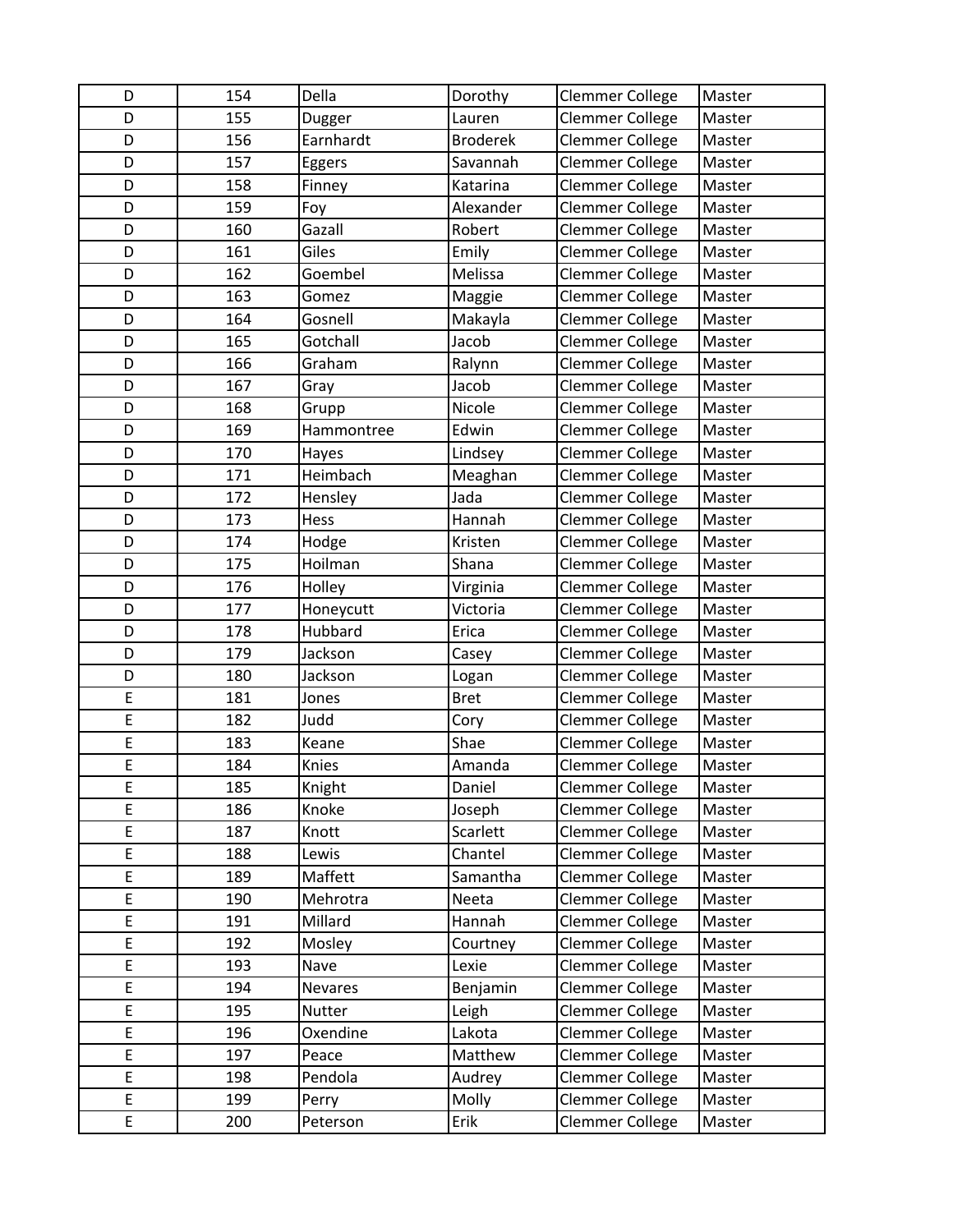| D | 154 | Della | Dorothy | Clemmer College | Master |
|---|---|---|---|---|---|
| D | 155 | Dugger | Lauren | Clemmer College | Master |
| D | 156 | Earnhardt | Broderek | Clemmer College | Master |
| D | 157 | Eggers | Savannah | Clemmer College | Master |
| D | 158 | Finney | Katarina | Clemmer College | Master |
| D | 159 | Foy | Alexander | Clemmer College | Master |
| D | 160 | Gazall | Robert | Clemmer College | Master |
| D | 161 | Giles | Emily | Clemmer College | Master |
| D | 162 | Goembel | Melissa | Clemmer College | Master |
| D | 163 | Gomez | Maggie | Clemmer College | Master |
| D | 164 | Gosnell | Makayla | Clemmer College | Master |
| D | 165 | Gotchall | Jacob | Clemmer College | Master |
| D | 166 | Graham | Ralynn | Clemmer College | Master |
| D | 167 | Gray | Jacob | Clemmer College | Master |
| D | 168 | Grupp | Nicole | Clemmer College | Master |
| D | 169 | Hammontree | Edwin | Clemmer College | Master |
| D | 170 | Hayes | Lindsey | Clemmer College | Master |
| D | 171 | Heimbach | Meaghan | Clemmer College | Master |
| D | 172 | Hensley | Jada | Clemmer College | Master |
| D | 173 | Hess | Hannah | Clemmer College | Master |
| D | 174 | Hodge | Kristen | Clemmer College | Master |
| D | 175 | Hoilman | Shana | Clemmer College | Master |
| D | 176 | Holley | Virginia | Clemmer College | Master |
| D | 177 | Honeycutt | Victoria | Clemmer College | Master |
| D | 178 | Hubbard | Erica | Clemmer College | Master |
| D | 179 | Jackson | Casey | Clemmer College | Master |
| D | 180 | Jackson | Logan | Clemmer College | Master |
| E | 181 | Jones | Bret | Clemmer College | Master |
| E | 182 | Judd | Cory | Clemmer College | Master |
| E | 183 | Keane | Shae | Clemmer College | Master |
| E | 184 | Knies | Amanda | Clemmer College | Master |
| E | 185 | Knight | Daniel | Clemmer College | Master |
| E | 186 | Knoke | Joseph | Clemmer College | Master |
| E | 187 | Knott | Scarlett | Clemmer College | Master |
| E | 188 | Lewis | Chantel | Clemmer College | Master |
| E | 189 | Maffett | Samantha | Clemmer College | Master |
| E | 190 | Mehrotra | Neeta | Clemmer College | Master |
| E | 191 | Millard | Hannah | Clemmer College | Master |
| E | 192 | Mosley | Courtney | Clemmer College | Master |
| E | 193 | Nave | Lexie | Clemmer College | Master |
| E | 194 | Nevares | Benjamin | Clemmer College | Master |
| E | 195 | Nutter | Leigh | Clemmer College | Master |
| E | 196 | Oxendine | Lakota | Clemmer College | Master |
| E | 197 | Peace | Matthew | Clemmer College | Master |
| E | 198 | Pendola | Audrey | Clemmer College | Master |
| E | 199 | Perry | Molly | Clemmer College | Master |
| E | 200 | Peterson | Erik | Clemmer College | Master |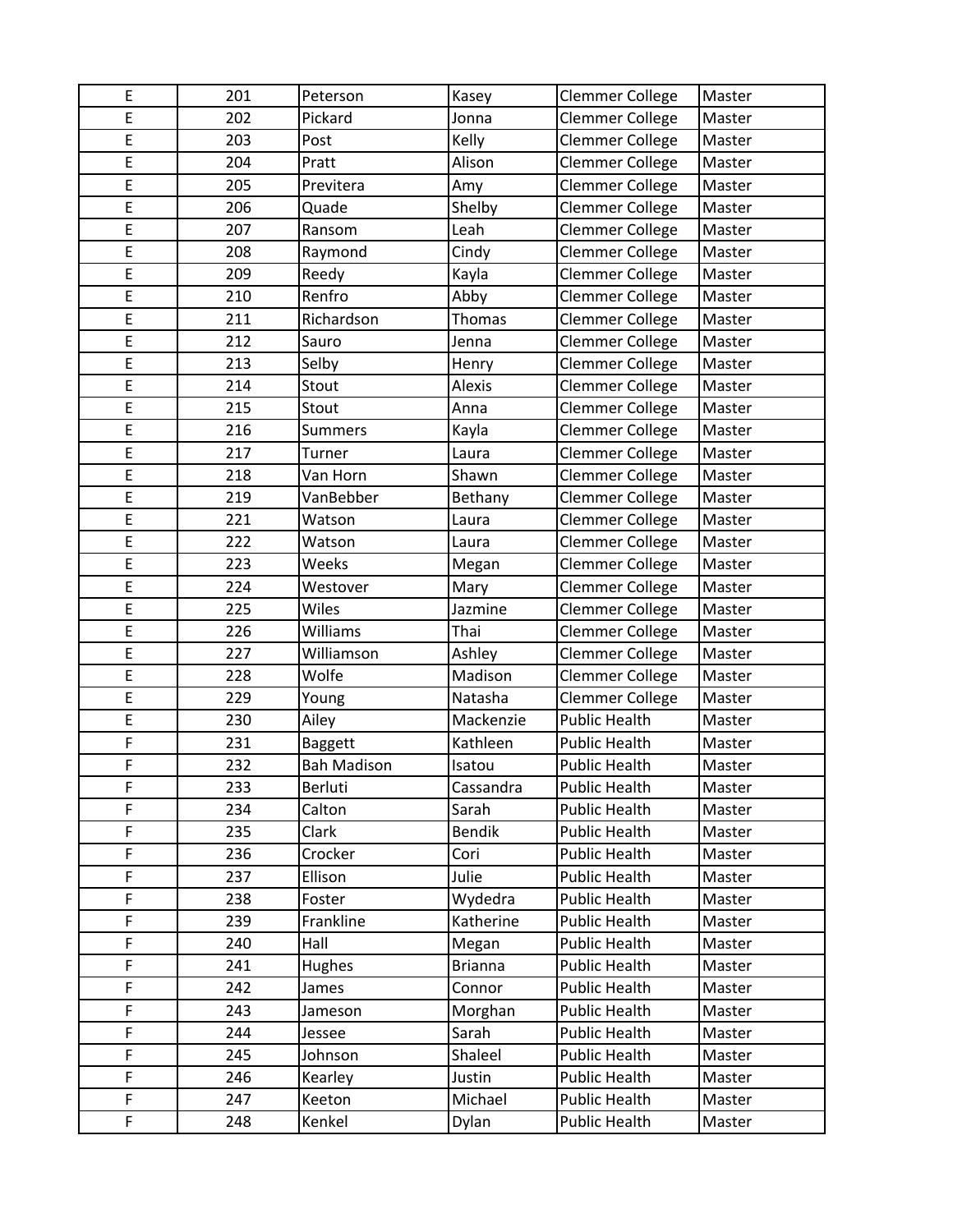| E | 201 | Peterson | Kasey | Clemmer College | Master |
|---|---|---|---|---|---|
| E | 202 | Pickard | Jonna | Clemmer College | Master |
| E | 203 | Post | Kelly | Clemmer College | Master |
| E | 204 | Pratt | Alison | Clemmer College | Master |
| E | 205 | Previtera | Amy | Clemmer College | Master |
| E | 206 | Quade | Shelby | Clemmer College | Master |
| E | 207 | Ransom | Leah | Clemmer College | Master |
| E | 208 | Raymond | Cindy | Clemmer College | Master |
| E | 209 | Reedy | Kayla | Clemmer College | Master |
| E | 210 | Renfro | Abby | Clemmer College | Master |
| E | 211 | Richardson | Thomas | Clemmer College | Master |
| E | 212 | Sauro | Jenna | Clemmer College | Master |
| E | 213 | Selby | Henry | Clemmer College | Master |
| E | 214 | Stout | Alexis | Clemmer College | Master |
| E | 215 | Stout | Anna | Clemmer College | Master |
| E | 216 | Summers | Kayla | Clemmer College | Master |
| E | 217 | Turner | Laura | Clemmer College | Master |
| E | 218 | Van Horn | Shawn | Clemmer College | Master |
| E | 219 | VanBebber | Bethany | Clemmer College | Master |
| E | 221 | Watson | Laura | Clemmer College | Master |
| E | 222 | Watson | Laura | Clemmer College | Master |
| E | 223 | Weeks | Megan | Clemmer College | Master |
| E | 224 | Westover | Mary | Clemmer College | Master |
| E | 225 | Wiles | Jazmine | Clemmer College | Master |
| E | 226 | Williams | Thai | Clemmer College | Master |
| E | 227 | Williamson | Ashley | Clemmer College | Master |
| E | 228 | Wolfe | Madison | Clemmer College | Master |
| E | 229 | Young | Natasha | Clemmer College | Master |
| E | 230 | Ailey | Mackenzie | Public Health | Master |
| F | 231 | Baggett | Kathleen | Public Health | Master |
| F | 232 | Bah Madison | Isatou | Public Health | Master |
| F | 233 | Berluti | Cassandra | Public Health | Master |
| F | 234 | Calton | Sarah | Public Health | Master |
| F | 235 | Clark | Bendik | Public Health | Master |
| F | 236 | Crocker | Cori | Public Health | Master |
| F | 237 | Ellison | Julie | Public Health | Master |
| F | 238 | Foster | Wydedra | Public Health | Master |
| F | 239 | Frankline | Katherine | Public Health | Master |
| F | 240 | Hall | Megan | Public Health | Master |
| F | 241 | Hughes | Brianna | Public Health | Master |
| F | 242 | James | Connor | Public Health | Master |
| F | 243 | Jameson | Morghan | Public Health | Master |
| F | 244 | Jessee | Sarah | Public Health | Master |
| F | 245 | Johnson | Shaleel | Public Health | Master |
| F | 246 | Kearley | Justin | Public Health | Master |
| F | 247 | Keeton | Michael | Public Health | Master |
| F | 248 | Kenkel | Dylan | Public Health | Master |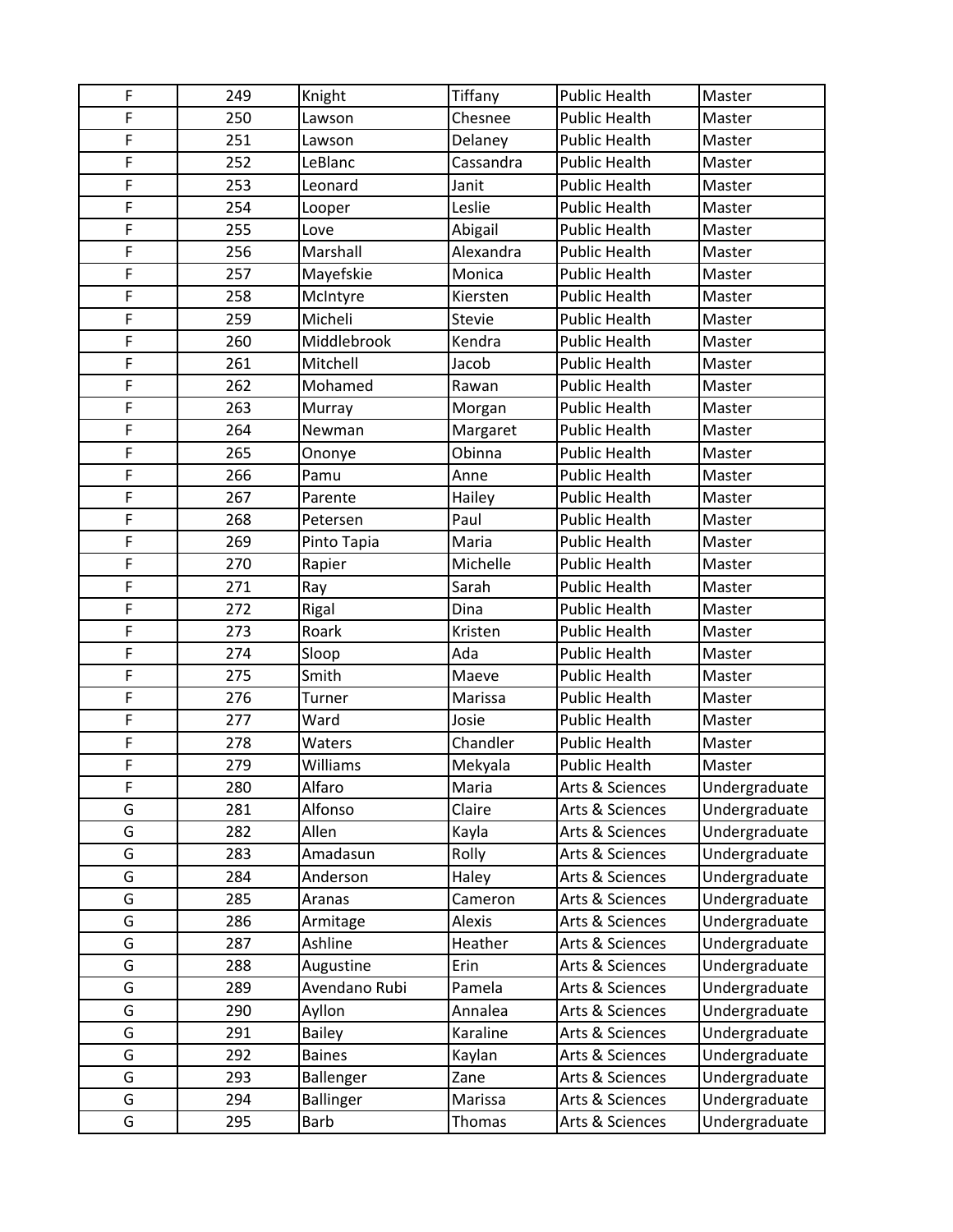| F | 249 | Knight | Tiffany | Public Health | Master |
|---|---|---|---|---|---|
| F | 250 | Lawson | Chesnee | Public Health | Master |
| F | 251 | Lawson | Delaney | Public Health | Master |
| F | 252 | LeBlanc | Cassandra | Public Health | Master |
| F | 253 | Leonard | Janit | Public Health | Master |
| F | 254 | Looper | Leslie | Public Health | Master |
| F | 255 | Love | Abigail | Public Health | Master |
| F | 256 | Marshall | Alexandra | Public Health | Master |
| F | 257 | Mayefskie | Monica | Public Health | Master |
| F | 258 | McIntyre | Kiersten | Public Health | Master |
| F | 259 | Micheli | Stevie | Public Health | Master |
| F | 260 | Middlebrook | Kendra | Public Health | Master |
| F | 261 | Mitchell | Jacob | Public Health | Master |
| F | 262 | Mohamed | Rawan | Public Health | Master |
| F | 263 | Murray | Morgan | Public Health | Master |
| F | 264 | Newman | Margaret | Public Health | Master |
| F | 265 | Ononye | Obinna | Public Health | Master |
| F | 266 | Pamu | Anne | Public Health | Master |
| F | 267 | Parente | Hailey | Public Health | Master |
| F | 268 | Petersen | Paul | Public Health | Master |
| F | 269 | Pinto Tapia | Maria | Public Health | Master |
| F | 270 | Rapier | Michelle | Public Health | Master |
| F | 271 | Ray | Sarah | Public Health | Master |
| F | 272 | Rigal | Dina | Public Health | Master |
| F | 273 | Roark | Kristen | Public Health | Master |
| F | 274 | Sloop | Ada | Public Health | Master |
| F | 275 | Smith | Maeve | Public Health | Master |
| F | 276 | Turner | Marissa | Public Health | Master |
| F | 277 | Ward | Josie | Public Health | Master |
| F | 278 | Waters | Chandler | Public Health | Master |
| F | 279 | Williams | Mekyala | Public Health | Master |
| F | 280 | Alfaro | Maria | Arts & Sciences | Undergraduate |
| G | 281 | Alfonso | Claire | Arts & Sciences | Undergraduate |
| G | 282 | Allen | Kayla | Arts & Sciences | Undergraduate |
| G | 283 | Amadasun | Rolly | Arts & Sciences | Undergraduate |
| G | 284 | Anderson | Haley | Arts & Sciences | Undergraduate |
| G | 285 | Aranas | Cameron | Arts & Sciences | Undergraduate |
| G | 286 | Armitage | Alexis | Arts & Sciences | Undergraduate |
| G | 287 | Ashline | Heather | Arts & Sciences | Undergraduate |
| G | 288 | Augustine | Erin | Arts & Sciences | Undergraduate |
| G | 289 | Avendano Rubi | Pamela | Arts & Sciences | Undergraduate |
| G | 290 | Ayllon | Annalea | Arts & Sciences | Undergraduate |
| G | 291 | Bailey | Karaline | Arts & Sciences | Undergraduate |
| G | 292 | Baines | Kaylan | Arts & Sciences | Undergraduate |
| G | 293 | Ballenger | Zane | Arts & Sciences | Undergraduate |
| G | 294 | Ballinger | Marissa | Arts & Sciences | Undergraduate |
| G | 295 | Barb | Thomas | Arts & Sciences | Undergraduate |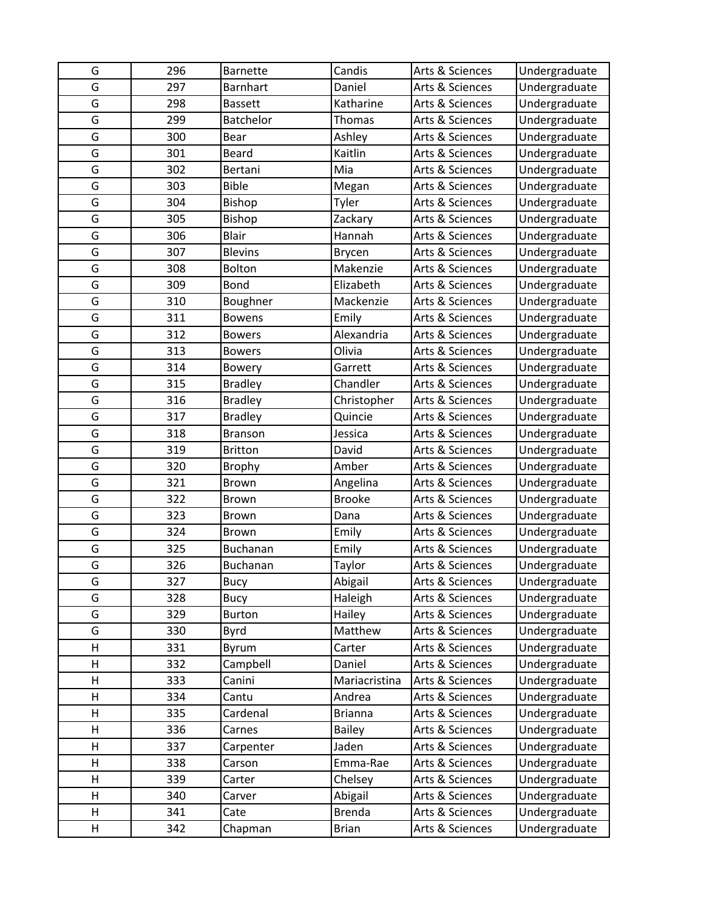| G | 296 | Barnette | Candis | Arts & Sciences | Undergraduate |
|---|---|---|---|---|---|
| G | 297 | Barnhart | Daniel | Arts & Sciences | Undergraduate |
| G | 298 | Bassett | Katharine | Arts & Sciences | Undergraduate |
| G | 299 | Batchelor | Thomas | Arts & Sciences | Undergraduate |
| G | 300 | Bear | Ashley | Arts & Sciences | Undergraduate |
| G | 301 | Beard | Kaitlin | Arts & Sciences | Undergraduate |
| G | 302 | Bertani | Mia | Arts & Sciences | Undergraduate |
| G | 303 | Bible | Megan | Arts & Sciences | Undergraduate |
| G | 304 | Bishop | Tyler | Arts & Sciences | Undergraduate |
| G | 305 | Bishop | Zackary | Arts & Sciences | Undergraduate |
| G | 306 | Blair | Hannah | Arts & Sciences | Undergraduate |
| G | 307 | Blevins | Brycen | Arts & Sciences | Undergraduate |
| G | 308 | Bolton | Makenzie | Arts & Sciences | Undergraduate |
| G | 309 | Bond | Elizabeth | Arts & Sciences | Undergraduate |
| G | 310 | Boughner | Mackenzie | Arts & Sciences | Undergraduate |
| G | 311 | Bowens | Emily | Arts & Sciences | Undergraduate |
| G | 312 | Bowers | Alexandria | Arts & Sciences | Undergraduate |
| G | 313 | Bowers | Olivia | Arts & Sciences | Undergraduate |
| G | 314 | Bowery | Garrett | Arts & Sciences | Undergraduate |
| G | 315 | Bradley | Chandler | Arts & Sciences | Undergraduate |
| G | 316 | Bradley | Christopher | Arts & Sciences | Undergraduate |
| G | 317 | Bradley | Quincie | Arts & Sciences | Undergraduate |
| G | 318 | Branson | Jessica | Arts & Sciences | Undergraduate |
| G | 319 | Britton | David | Arts & Sciences | Undergraduate |
| G | 320 | Brophy | Amber | Arts & Sciences | Undergraduate |
| G | 321 | Brown | Angelina | Arts & Sciences | Undergraduate |
| G | 322 | Brown | Brooke | Arts & Sciences | Undergraduate |
| G | 323 | Brown | Dana | Arts & Sciences | Undergraduate |
| G | 324 | Brown | Emily | Arts & Sciences | Undergraduate |
| G | 325 | Buchanan | Emily | Arts & Sciences | Undergraduate |
| G | 326 | Buchanan | Taylor | Arts & Sciences | Undergraduate |
| G | 327 | Bucy | Abigail | Arts & Sciences | Undergraduate |
| G | 328 | Bucy | Haleigh | Arts & Sciences | Undergraduate |
| G | 329 | Burton | Hailey | Arts & Sciences | Undergraduate |
| G | 330 | Byrd | Matthew | Arts & Sciences | Undergraduate |
| H | 331 | Byrum | Carter | Arts & Sciences | Undergraduate |
| H | 332 | Campbell | Daniel | Arts & Sciences | Undergraduate |
| H | 333 | Canini | Mariacristina | Arts & Sciences | Undergraduate |
| H | 334 | Cantu | Andrea | Arts & Sciences | Undergraduate |
| H | 335 | Cardenal | Brianna | Arts & Sciences | Undergraduate |
| H | 336 | Carnes | Bailey | Arts & Sciences | Undergraduate |
| H | 337 | Carpenter | Jaden | Arts & Sciences | Undergraduate |
| H | 338 | Carson | Emma-Rae | Arts & Sciences | Undergraduate |
| H | 339 | Carter | Chelsey | Arts & Sciences | Undergraduate |
| H | 340 | Carver | Abigail | Arts & Sciences | Undergraduate |
| H | 341 | Cate | Brenda | Arts & Sciences | Undergraduate |
| H | 342 | Chapman | Brian | Arts & Sciences | Undergraduate |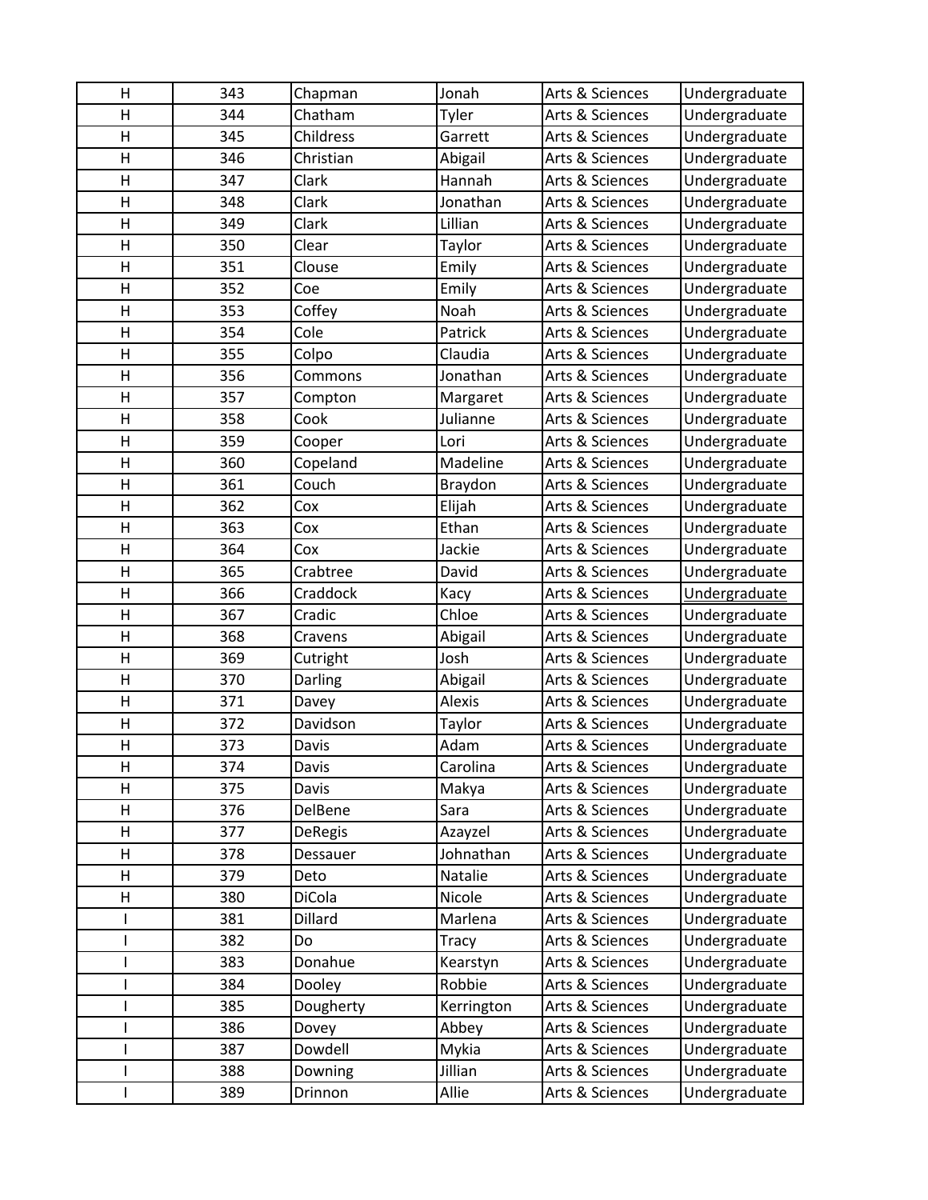| | | | | | |
|---|---|---|---|---|---|
| H | 343 | Chapman | Jonah | Arts & Sciences | Undergraduate |
| H | 344 | Chatham | Tyler | Arts & Sciences | Undergraduate |
| H | 345 | Childress | Garrett | Arts & Sciences | Undergraduate |
| H | 346 | Christian | Abigail | Arts & Sciences | Undergraduate |
| H | 347 | Clark | Hannah | Arts & Sciences | Undergraduate |
| H | 348 | Clark | Jonathan | Arts & Sciences | Undergraduate |
| H | 349 | Clark | Lillian | Arts & Sciences | Undergraduate |
| H | 350 | Clear | Taylor | Arts & Sciences | Undergraduate |
| H | 351 | Clouse | Emily | Arts & Sciences | Undergraduate |
| H | 352 | Coe | Emily | Arts & Sciences | Undergraduate |
| H | 353 | Coffey | Noah | Arts & Sciences | Undergraduate |
| H | 354 | Cole | Patrick | Arts & Sciences | Undergraduate |
| H | 355 | Colpo | Claudia | Arts & Sciences | Undergraduate |
| H | 356 | Commons | Jonathan | Arts & Sciences | Undergraduate |
| H | 357 | Compton | Margaret | Arts & Sciences | Undergraduate |
| H | 358 | Cook | Julianne | Arts & Sciences | Undergraduate |
| H | 359 | Cooper | Lori | Arts & Sciences | Undergraduate |
| H | 360 | Copeland | Madeline | Arts & Sciences | Undergraduate |
| H | 361 | Couch | Braydon | Arts & Sciences | Undergraduate |
| H | 362 | Cox | Elijah | Arts & Sciences | Undergraduate |
| H | 363 | Cox | Ethan | Arts & Sciences | Undergraduate |
| H | 364 | Cox | Jackie | Arts & Sciences | Undergraduate |
| H | 365 | Crabtree | David | Arts & Sciences | Undergraduate |
| H | 366 | Craddock | Kacy | Arts & Sciences | Undergraduate |
| H | 367 | Cradic | Chloe | Arts & Sciences | Undergraduate |
| H | 368 | Cravens | Abigail | Arts & Sciences | Undergraduate |
| H | 369 | Cutright | Josh | Arts & Sciences | Undergraduate |
| H | 370 | Darling | Abigail | Arts & Sciences | Undergraduate |
| H | 371 | Davey | Alexis | Arts & Sciences | Undergraduate |
| H | 372 | Davidson | Taylor | Arts & Sciences | Undergraduate |
| H | 373 | Davis | Adam | Arts & Sciences | Undergraduate |
| H | 374 | Davis | Carolina | Arts & Sciences | Undergraduate |
| H | 375 | Davis | Makya | Arts & Sciences | Undergraduate |
| H | 376 | DelBene | Sara | Arts & Sciences | Undergraduate |
| H | 377 | DeRegis | Azayzel | Arts & Sciences | Undergraduate |
| H | 378 | Dessauer | Johnathan | Arts & Sciences | Undergraduate |
| H | 379 | Deto | Natalie | Arts & Sciences | Undergraduate |
| H | 380 | DiCola | Nicole | Arts & Sciences | Undergraduate |
| I | 381 | Dillard | Marlena | Arts & Sciences | Undergraduate |
| I | 382 | Do | Tracy | Arts & Sciences | Undergraduate |
| I | 383 | Donahue | Kearstyn | Arts & Sciences | Undergraduate |
| I | 384 | Dooley | Robbie | Arts & Sciences | Undergraduate |
| I | 385 | Dougherty | Kerrington | Arts & Sciences | Undergraduate |
| I | 386 | Dovey | Abbey | Arts & Sciences | Undergraduate |
| I | 387 | Dowdell | Mykia | Arts & Sciences | Undergraduate |
| I | 388 | Downing | Jillian | Arts & Sciences | Undergraduate |
| I | 389 | Drinnon | Allie | Arts & Sciences | Undergraduate |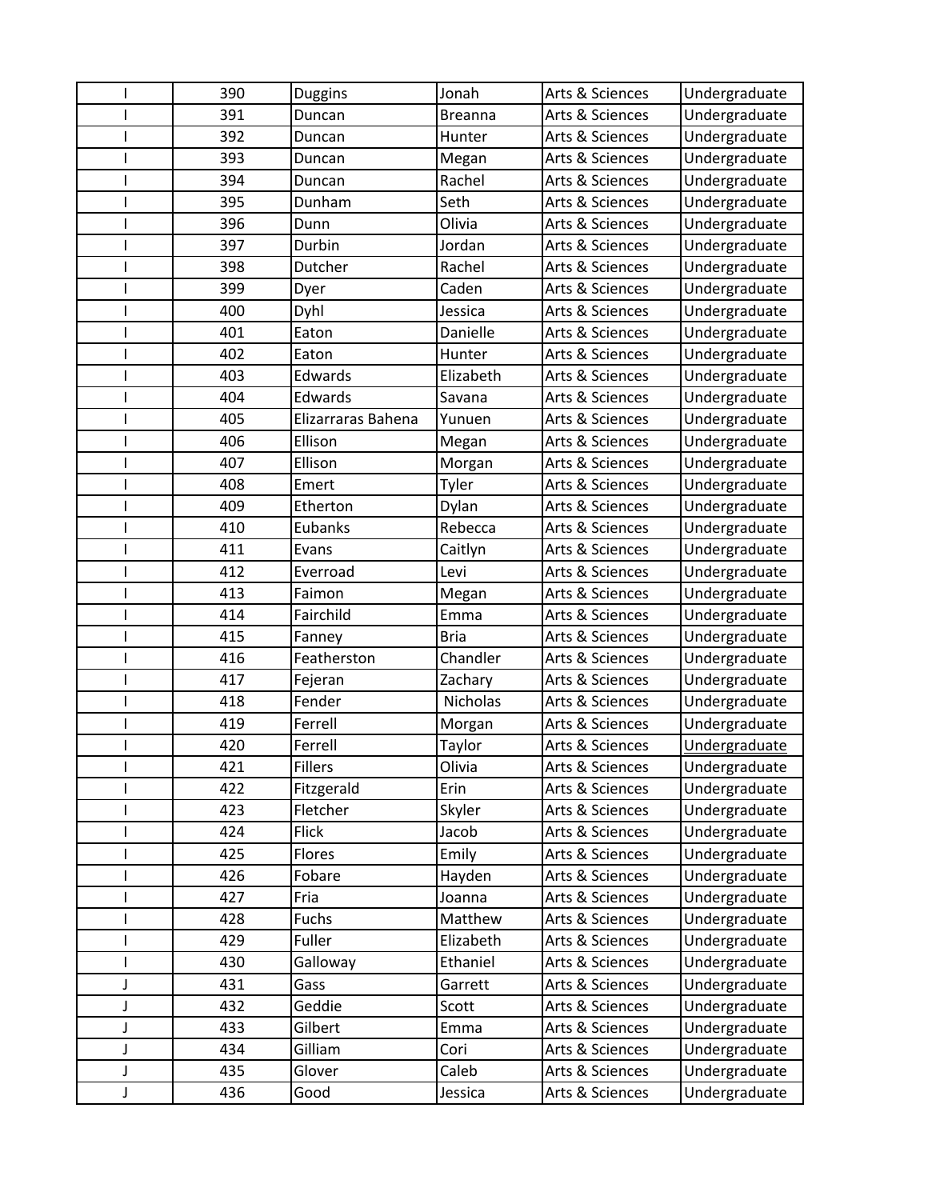| I | 390 | Duggins | Jonah | Arts & Sciences | Undergraduate |
|---|---|---|---|---|---|
| I | 391 | Duncan | Breanna | Arts & Sciences | Undergraduate |
| I | 392 | Duncan | Hunter | Arts & Sciences | Undergraduate |
| I | 393 | Duncan | Megan | Arts & Sciences | Undergraduate |
| I | 394 | Duncan | Rachel | Arts & Sciences | Undergraduate |
| I | 395 | Dunham | Seth | Arts & Sciences | Undergraduate |
| I | 396 | Dunn | Olivia | Arts & Sciences | Undergraduate |
| I | 397 | Durbin | Jordan | Arts & Sciences | Undergraduate |
| I | 398 | Dutcher | Rachel | Arts & Sciences | Undergraduate |
| I | 399 | Dyer | Caden | Arts & Sciences | Undergraduate |
| I | 400 | Dyhl | Jessica | Arts & Sciences | Undergraduate |
| I | 401 | Eaton | Danielle | Arts & Sciences | Undergraduate |
| I | 402 | Eaton | Hunter | Arts & Sciences | Undergraduate |
| I | 403 | Edwards | Elizabeth | Arts & Sciences | Undergraduate |
| I | 404 | Edwards | Savana | Arts & Sciences | Undergraduate |
| I | 405 | Elizarraras Bahena | Yunuen | Arts & Sciences | Undergraduate |
| I | 406 | Ellison | Megan | Arts & Sciences | Undergraduate |
| I | 407 | Ellison | Morgan | Arts & Sciences | Undergraduate |
| I | 408 | Emert | Tyler | Arts & Sciences | Undergraduate |
| I | 409 | Etherton | Dylan | Arts & Sciences | Undergraduate |
| I | 410 | Eubanks | Rebecca | Arts & Sciences | Undergraduate |
| I | 411 | Evans | Caitlyn | Arts & Sciences | Undergraduate |
| I | 412 | Everroad | Levi | Arts & Sciences | Undergraduate |
| I | 413 | Faimon | Megan | Arts & Sciences | Undergraduate |
| I | 414 | Fairchild | Emma | Arts & Sciences | Undergraduate |
| I | 415 | Fanney | Bria | Arts & Sciences | Undergraduate |
| I | 416 | Featherston | Chandler | Arts & Sciences | Undergraduate |
| I | 417 | Fejeran | Zachary | Arts & Sciences | Undergraduate |
| I | 418 | Fender | Nicholas | Arts & Sciences | Undergraduate |
| I | 419 | Ferrell | Morgan | Arts & Sciences | Undergraduate |
| I | 420 | Ferrell | Taylor | Arts & Sciences | Undergraduate |
| I | 421 | Fillers | Olivia | Arts & Sciences | Undergraduate |
| I | 422 | Fitzgerald | Erin | Arts & Sciences | Undergraduate |
| I | 423 | Fletcher | Skyler | Arts & Sciences | Undergraduate |
| I | 424 | Flick | Jacob | Arts & Sciences | Undergraduate |
| I | 425 | Flores | Emily | Arts & Sciences | Undergraduate |
| I | 426 | Fobare | Hayden | Arts & Sciences | Undergraduate |
| I | 427 | Fria | Joanna | Arts & Sciences | Undergraduate |
| I | 428 | Fuchs | Matthew | Arts & Sciences | Undergraduate |
| I | 429 | Fuller | Elizabeth | Arts & Sciences | Undergraduate |
| I | 430 | Galloway | Ethaniel | Arts & Sciences | Undergraduate |
| J | 431 | Gass | Garrett | Arts & Sciences | Undergraduate |
| J | 432 | Geddie | Scott | Arts & Sciences | Undergraduate |
| J | 433 | Gilbert | Emma | Arts & Sciences | Undergraduate |
| J | 434 | Gilliam | Cori | Arts & Sciences | Undergraduate |
| J | 435 | Glover | Caleb | Arts & Sciences | Undergraduate |
| J | 436 | Good | Jessica | Arts & Sciences | Undergraduate |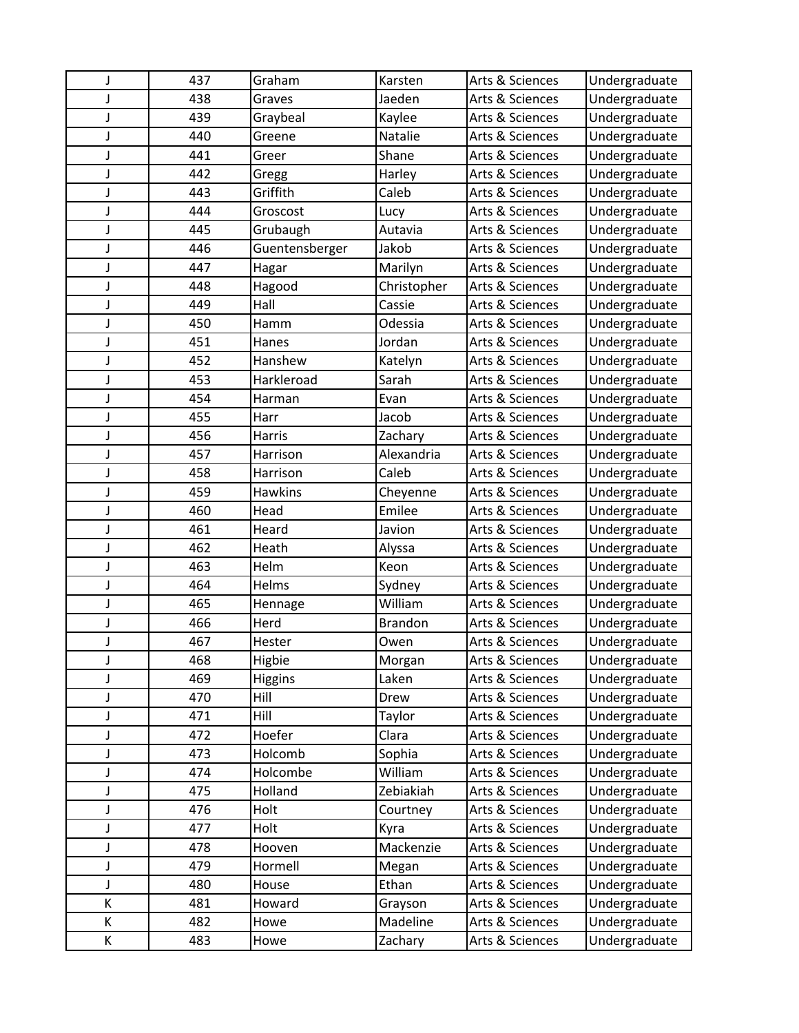| J | 437 | Graham | Karsten | Arts & Sciences | Undergraduate |
|---|---|---|---|---|---|
| J | 438 | Graves | Jaeden | Arts & Sciences | Undergraduate |
| J | 439 | Graybeal | Kaylee | Arts & Sciences | Undergraduate |
| J | 440 | Greene | Natalie | Arts & Sciences | Undergraduate |
| J | 441 | Greer | Shane | Arts & Sciences | Undergraduate |
| J | 442 | Gregg | Harley | Arts & Sciences | Undergraduate |
| J | 443 | Griffith | Caleb | Arts & Sciences | Undergraduate |
| J | 444 | Groscost | Lucy | Arts & Sciences | Undergraduate |
| J | 445 | Grubaugh | Autavia | Arts & Sciences | Undergraduate |
| J | 446 | Guentensberger | Jakob | Arts & Sciences | Undergraduate |
| J | 447 | Hagar | Marilyn | Arts & Sciences | Undergraduate |
| J | 448 | Hagood | Christopher | Arts & Sciences | Undergraduate |
| J | 449 | Hall | Cassie | Arts & Sciences | Undergraduate |
| J | 450 | Hamm | Odessia | Arts & Sciences | Undergraduate |
| J | 451 | Hanes | Jordan | Arts & Sciences | Undergraduate |
| J | 452 | Hanshew | Katelyn | Arts & Sciences | Undergraduate |
| J | 453 | Harkleroad | Sarah | Arts & Sciences | Undergraduate |
| J | 454 | Harman | Evan | Arts & Sciences | Undergraduate |
| J | 455 | Harr | Jacob | Arts & Sciences | Undergraduate |
| J | 456 | Harris | Zachary | Arts & Sciences | Undergraduate |
| J | 457 | Harrison | Alexandria | Arts & Sciences | Undergraduate |
| J | 458 | Harrison | Caleb | Arts & Sciences | Undergraduate |
| J | 459 | Hawkins | Cheyenne | Arts & Sciences | Undergraduate |
| J | 460 | Head | Emilee | Arts & Sciences | Undergraduate |
| J | 461 | Heard | Javion | Arts & Sciences | Undergraduate |
| J | 462 | Heath | Alyssa | Arts & Sciences | Undergraduate |
| J | 463 | Helm | Keon | Arts & Sciences | Undergraduate |
| J | 464 | Helms | Sydney | Arts & Sciences | Undergraduate |
| J | 465 | Hennage | William | Arts & Sciences | Undergraduate |
| J | 466 | Herd | Brandon | Arts & Sciences | Undergraduate |
| J | 467 | Hester | Owen | Arts & Sciences | Undergraduate |
| J | 468 | Higbie | Morgan | Arts & Sciences | Undergraduate |
| J | 469 | Higgins | Laken | Arts & Sciences | Undergraduate |
| J | 470 | Hill | Drew | Arts & Sciences | Undergraduate |
| J | 471 | Hill | Taylor | Arts & Sciences | Undergraduate |
| J | 472 | Hoefer | Clara | Arts & Sciences | Undergraduate |
| J | 473 | Holcomb | Sophia | Arts & Sciences | Undergraduate |
| J | 474 | Holcombe | William | Arts & Sciences | Undergraduate |
| J | 475 | Holland | Zebiakiah | Arts & Sciences | Undergraduate |
| J | 476 | Holt | Courtney | Arts & Sciences | Undergraduate |
| J | 477 | Holt | Kyra | Arts & Sciences | Undergraduate |
| J | 478 | Hooven | Mackenzie | Arts & Sciences | Undergraduate |
| J | 479 | Hormell | Megan | Arts & Sciences | Undergraduate |
| J | 480 | House | Ethan | Arts & Sciences | Undergraduate |
| K | 481 | Howard | Grayson | Arts & Sciences | Undergraduate |
| K | 482 | Howe | Madeline | Arts & Sciences | Undergraduate |
| K | 483 | Howe | Zachary | Arts & Sciences | Undergraduate |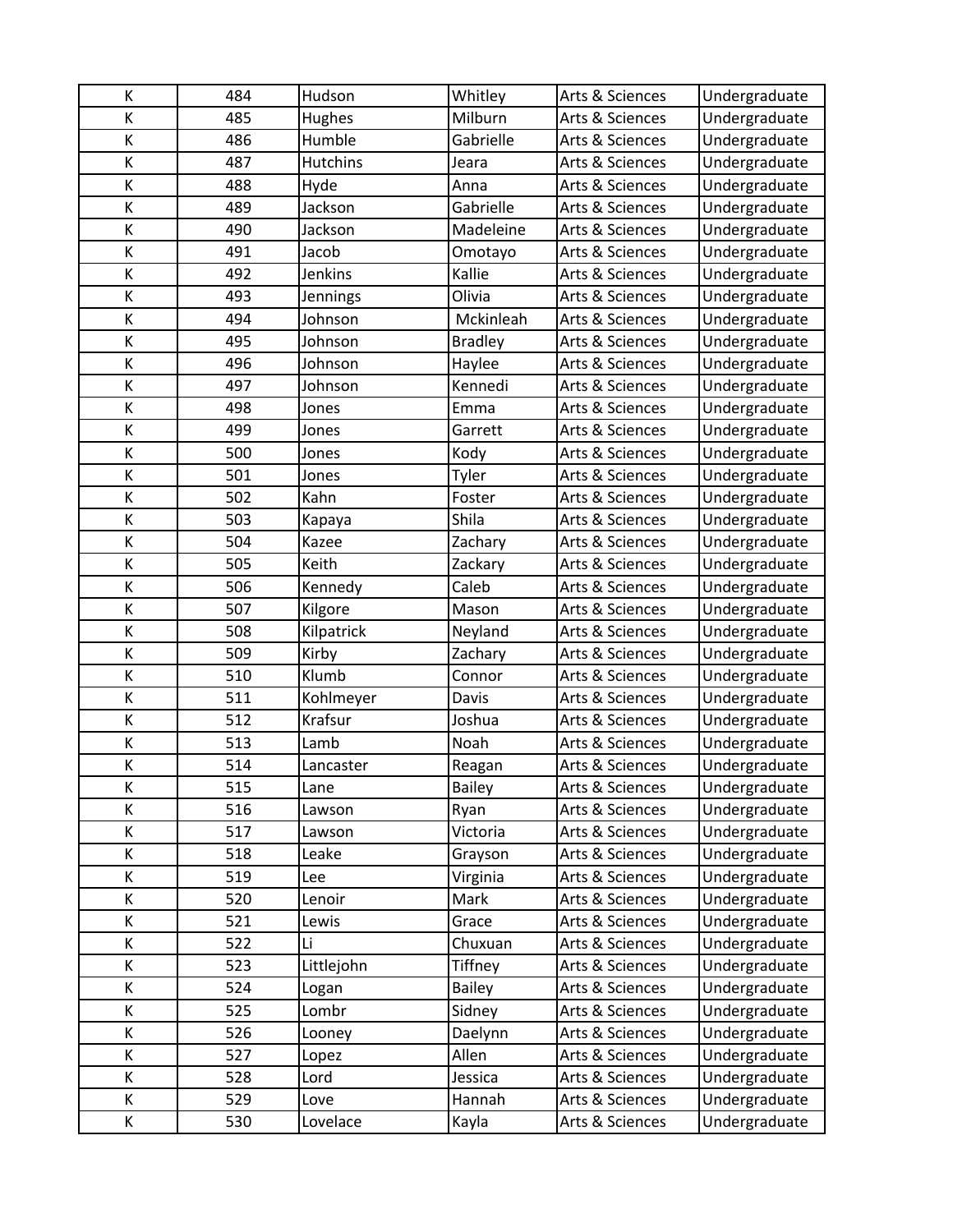| K | 484 | Hudson | Whitley | Arts & Sciences | Undergraduate |
|---|---|---|---|---|---|
| K | 485 | Hughes | Milburn | Arts & Sciences | Undergraduate |
| K | 486 | Humble | Gabrielle | Arts & Sciences | Undergraduate |
| K | 487 | Hutchins | Jeara | Arts & Sciences | Undergraduate |
| K | 488 | Hyde | Anna | Arts & Sciences | Undergraduate |
| K | 489 | Jackson | Gabrielle | Arts & Sciences | Undergraduate |
| K | 490 | Jackson | Madeleine | Arts & Sciences | Undergraduate |
| K | 491 | Jacob | Omotayo | Arts & Sciences | Undergraduate |
| K | 492 | Jenkins | Kallie | Arts & Sciences | Undergraduate |
| K | 493 | Jennings | Olivia | Arts & Sciences | Undergraduate |
| K | 494 | Johnson | Mckinleah | Arts & Sciences | Undergraduate |
| K | 495 | Johnson | Bradley | Arts & Sciences | Undergraduate |
| K | 496 | Johnson | Haylee | Arts & Sciences | Undergraduate |
| K | 497 | Johnson | Kennedi | Arts & Sciences | Undergraduate |
| K | 498 | Jones | Emma | Arts & Sciences | Undergraduate |
| K | 499 | Jones | Garrett | Arts & Sciences | Undergraduate |
| K | 500 | Jones | Kody | Arts & Sciences | Undergraduate |
| K | 501 | Jones | Tyler | Arts & Sciences | Undergraduate |
| K | 502 | Kahn | Foster | Arts & Sciences | Undergraduate |
| K | 503 | Kapaya | Shila | Arts & Sciences | Undergraduate |
| K | 504 | Kazee | Zachary | Arts & Sciences | Undergraduate |
| K | 505 | Keith | Zackary | Arts & Sciences | Undergraduate |
| K | 506 | Kennedy | Caleb | Arts & Sciences | Undergraduate |
| K | 507 | Kilgore | Mason | Arts & Sciences | Undergraduate |
| K | 508 | Kilpatrick | Neyland | Arts & Sciences | Undergraduate |
| K | 509 | Kirby | Zachary | Arts & Sciences | Undergraduate |
| K | 510 | Klumb | Connor | Arts & Sciences | Undergraduate |
| K | 511 | Kohlmeyer | Davis | Arts & Sciences | Undergraduate |
| K | 512 | Krafsur | Joshua | Arts & Sciences | Undergraduate |
| K | 513 | Lamb | Noah | Arts & Sciences | Undergraduate |
| K | 514 | Lancaster | Reagan | Arts & Sciences | Undergraduate |
| K | 515 | Lane | Bailey | Arts & Sciences | Undergraduate |
| K | 516 | Lawson | Ryan | Arts & Sciences | Undergraduate |
| K | 517 | Lawson | Victoria | Arts & Sciences | Undergraduate |
| K | 518 | Leake | Grayson | Arts & Sciences | Undergraduate |
| K | 519 | Lee | Virginia | Arts & Sciences | Undergraduate |
| K | 520 | Lenoir | Mark | Arts & Sciences | Undergraduate |
| K | 521 | Lewis | Grace | Arts & Sciences | Undergraduate |
| K | 522 | Li | Chuxuan | Arts & Sciences | Undergraduate |
| K | 523 | Littlejohn | Tiffney | Arts & Sciences | Undergraduate |
| K | 524 | Logan | Bailey | Arts & Sciences | Undergraduate |
| K | 525 | Lombr | Sidney | Arts & Sciences | Undergraduate |
| K | 526 | Looney | Daelynn | Arts & Sciences | Undergraduate |
| K | 527 | Lopez | Allen | Arts & Sciences | Undergraduate |
| K | 528 | Lord | Jessica | Arts & Sciences | Undergraduate |
| K | 529 | Love | Hannah | Arts & Sciences | Undergraduate |
| K | 530 | Lovelace | Kayla | Arts & Sciences | Undergraduate |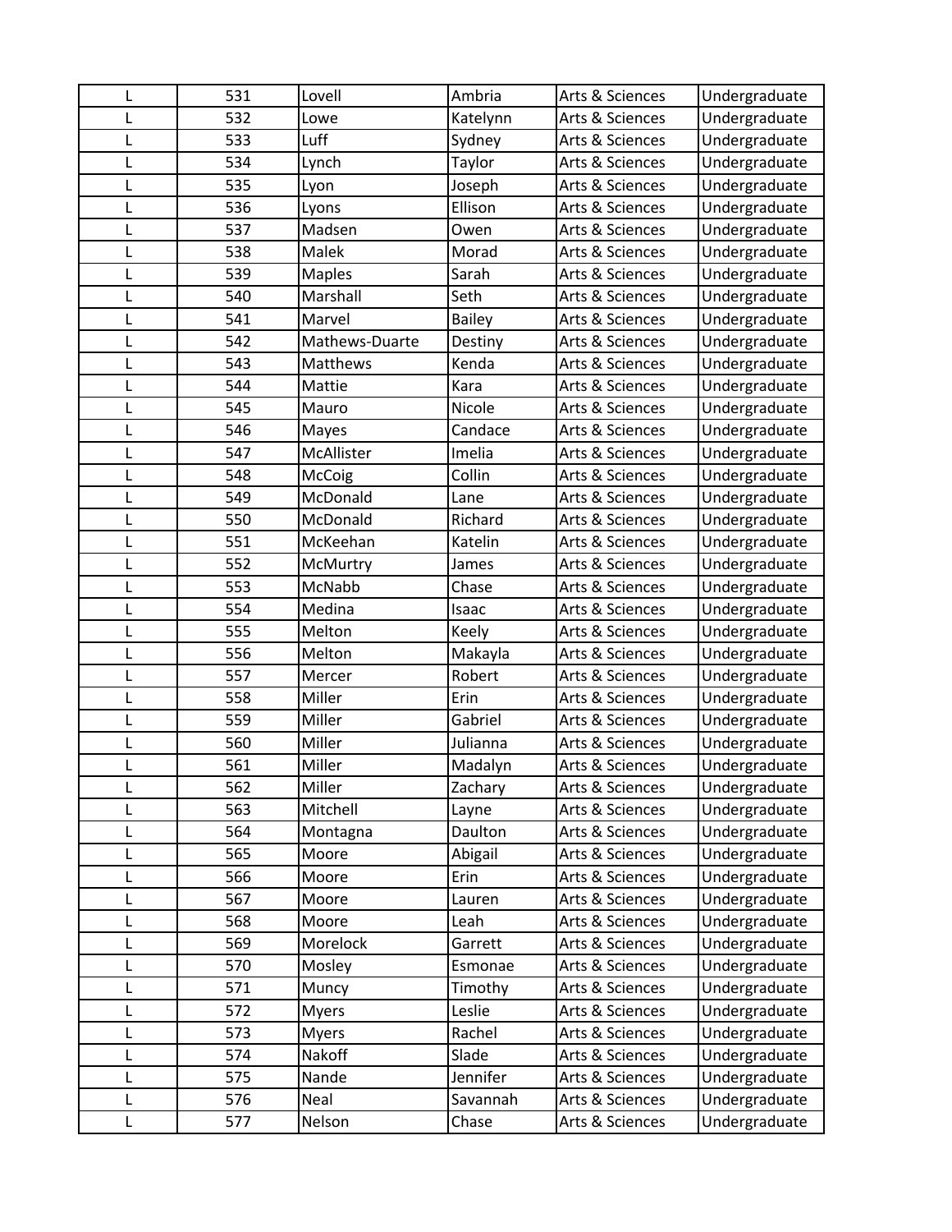| L | 531 | Lovell | Ambria | Arts & Sciences | Undergraduate |
|---|---|---|---|---|---|
| L | 532 | Lowe | Katelynn | Arts & Sciences | Undergraduate |
| L | 533 | Luff | Sydney | Arts & Sciences | Undergraduate |
| L | 534 | Lynch | Taylor | Arts & Sciences | Undergraduate |
| L | 535 | Lyon | Joseph | Arts & Sciences | Undergraduate |
| L | 536 | Lyons | Ellison | Arts & Sciences | Undergraduate |
| L | 537 | Madsen | Owen | Arts & Sciences | Undergraduate |
| L | 538 | Malek | Morad | Arts & Sciences | Undergraduate |
| L | 539 | Maples | Sarah | Arts & Sciences | Undergraduate |
| L | 540 | Marshall | Seth | Arts & Sciences | Undergraduate |
| L | 541 | Marvel | Bailey | Arts & Sciences | Undergraduate |
| L | 542 | Mathews-Duarte | Destiny | Arts & Sciences | Undergraduate |
| L | 543 | Matthews | Kenda | Arts & Sciences | Undergraduate |
| L | 544 | Mattie | Kara | Arts & Sciences | Undergraduate |
| L | 545 | Mauro | Nicole | Arts & Sciences | Undergraduate |
| L | 546 | Mayes | Candace | Arts & Sciences | Undergraduate |
| L | 547 | McAllister | Imelia | Arts & Sciences | Undergraduate |
| L | 548 | McCoig | Collin | Arts & Sciences | Undergraduate |
| L | 549 | McDonald | Lane | Arts & Sciences | Undergraduate |
| L | 550 | McDonald | Richard | Arts & Sciences | Undergraduate |
| L | 551 | McKeehan | Katelin | Arts & Sciences | Undergraduate |
| L | 552 | McMurtry | James | Arts & Sciences | Undergraduate |
| L | 553 | McNabb | Chase | Arts & Sciences | Undergraduate |
| L | 554 | Medina | Isaac | Arts & Sciences | Undergraduate |
| L | 555 | Melton | Keely | Arts & Sciences | Undergraduate |
| L | 556 | Melton | Makayla | Arts & Sciences | Undergraduate |
| L | 557 | Mercer | Robert | Arts & Sciences | Undergraduate |
| L | 558 | Miller | Erin | Arts & Sciences | Undergraduate |
| L | 559 | Miller | Gabriel | Arts & Sciences | Undergraduate |
| L | 560 | Miller | Julianna | Arts & Sciences | Undergraduate |
| L | 561 | Miller | Madalyn | Arts & Sciences | Undergraduate |
| L | 562 | Miller | Zachary | Arts & Sciences | Undergraduate |
| L | 563 | Mitchell | Layne | Arts & Sciences | Undergraduate |
| L | 564 | Montagna | Daulton | Arts & Sciences | Undergraduate |
| L | 565 | Moore | Abigail | Arts & Sciences | Undergraduate |
| L | 566 | Moore | Erin | Arts & Sciences | Undergraduate |
| L | 567 | Moore | Lauren | Arts & Sciences | Undergraduate |
| L | 568 | Moore | Leah | Arts & Sciences | Undergraduate |
| L | 569 | Morelock | Garrett | Arts & Sciences | Undergraduate |
| L | 570 | Mosley | Esmonae | Arts & Sciences | Undergraduate |
| L | 571 | Muncy | Timothy | Arts & Sciences | Undergraduate |
| L | 572 | Myers | Leslie | Arts & Sciences | Undergraduate |
| L | 573 | Myers | Rachel | Arts & Sciences | Undergraduate |
| L | 574 | Nakoff | Slade | Arts & Sciences | Undergraduate |
| L | 575 | Nande | Jennifer | Arts & Sciences | Undergraduate |
| L | 576 | Neal | Savannah | Arts & Sciences | Undergraduate |
| L | 577 | Nelson | Chase | Arts & Sciences | Undergraduate |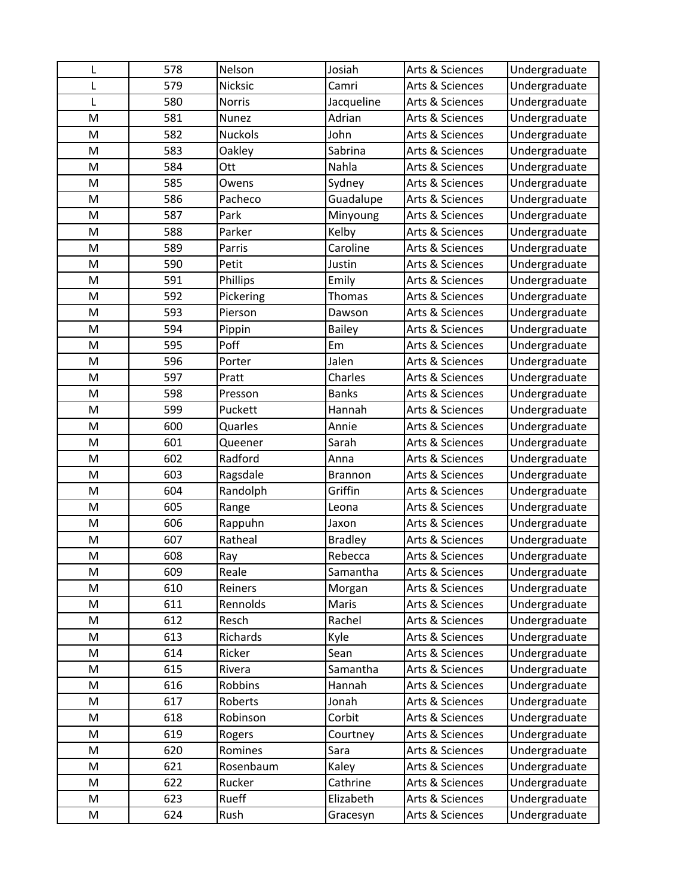| L | 578 | Nelson | Josiah | Arts & Sciences | Undergraduate |
|---|---|---|---|---|---|
| L | 579 | Nicksic | Camri | Arts & Sciences | Undergraduate |
| L | 580 | Norris | Jacqueline | Arts & Sciences | Undergraduate |
| M | 581 | Nunez | Adrian | Arts & Sciences | Undergraduate |
| M | 582 | Nuckols | John | Arts & Sciences | Undergraduate |
| M | 583 | Oakley | Sabrina | Arts & Sciences | Undergraduate |
| M | 584 | Ott | Nahla | Arts & Sciences | Undergraduate |
| M | 585 | Owens | Sydney | Arts & Sciences | Undergraduate |
| M | 586 | Pacheco | Guadalupe | Arts & Sciences | Undergraduate |
| M | 587 | Park | Minyoung | Arts & Sciences | Undergraduate |
| M | 588 | Parker | Kelby | Arts & Sciences | Undergraduate |
| M | 589 | Parris | Caroline | Arts & Sciences | Undergraduate |
| M | 590 | Petit | Justin | Arts & Sciences | Undergraduate |
| M | 591 | Phillips | Emily | Arts & Sciences | Undergraduate |
| M | 592 | Pickering | Thomas | Arts & Sciences | Undergraduate |
| M | 593 | Pierson | Dawson | Arts & Sciences | Undergraduate |
| M | 594 | Pippin | Bailey | Arts & Sciences | Undergraduate |
| M | 595 | Poff | Em | Arts & Sciences | Undergraduate |
| M | 596 | Porter | Jalen | Arts & Sciences | Undergraduate |
| M | 597 | Pratt | Charles | Arts & Sciences | Undergraduate |
| M | 598 | Presson | Banks | Arts & Sciences | Undergraduate |
| M | 599 | Puckett | Hannah | Arts & Sciences | Undergraduate |
| M | 600 | Quarles | Annie | Arts & Sciences | Undergraduate |
| M | 601 | Queener | Sarah | Arts & Sciences | Undergraduate |
| M | 602 | Radford | Anna | Arts & Sciences | Undergraduate |
| M | 603 | Ragsdale | Brannon | Arts & Sciences | Undergraduate |
| M | 604 | Randolph | Griffin | Arts & Sciences | Undergraduate |
| M | 605 | Range | Leona | Arts & Sciences | Undergraduate |
| M | 606 | Rappuhn | Jaxon | Arts & Sciences | Undergraduate |
| M | 607 | Ratheal | Bradley | Arts & Sciences | Undergraduate |
| M | 608 | Ray | Rebecca | Arts & Sciences | Undergraduate |
| M | 609 | Reale | Samantha | Arts & Sciences | Undergraduate |
| M | 610 | Reiners | Morgan | Arts & Sciences | Undergraduate |
| M | 611 | Rennolds | Maris | Arts & Sciences | Undergraduate |
| M | 612 | Resch | Rachel | Arts & Sciences | Undergraduate |
| M | 613 | Richards | Kyle | Arts & Sciences | Undergraduate |
| M | 614 | Ricker | Sean | Arts & Sciences | Undergraduate |
| M | 615 | Rivera | Samantha | Arts & Sciences | Undergraduate |
| M | 616 | Robbins | Hannah | Arts & Sciences | Undergraduate |
| M | 617 | Roberts | Jonah | Arts & Sciences | Undergraduate |
| M | 618 | Robinson | Corbit | Arts & Sciences | Undergraduate |
| M | 619 | Rogers | Courtney | Arts & Sciences | Undergraduate |
| M | 620 | Romines | Sara | Arts & Sciences | Undergraduate |
| M | 621 | Rosenbaum | Kaley | Arts & Sciences | Undergraduate |
| M | 622 | Rucker | Cathrine | Arts & Sciences | Undergraduate |
| M | 623 | Rueff | Elizabeth | Arts & Sciences | Undergraduate |
| M | 624 | Rush | Gracesyn | Arts & Sciences | Undergraduate |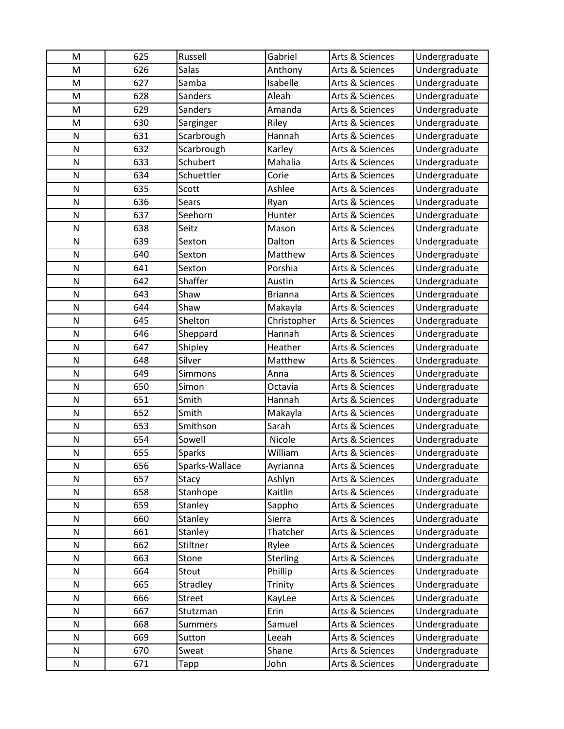| | | | | | |
|---|---|---|---|---|---|
| M | 625 | Russell | Gabriel | Arts & Sciences | Undergraduate |
| M | 626 | Salas | Anthony | Arts & Sciences | Undergraduate |
| M | 627 | Samba | Isabelle | Arts & Sciences | Undergraduate |
| M | 628 | Sanders | Aleah | Arts & Sciences | Undergraduate |
| M | 629 | Sanders | Amanda | Arts & Sciences | Undergraduate |
| M | 630 | Sarginger | Riley | Arts & Sciences | Undergraduate |
| N | 631 | Scarbrough | Hannah | Arts & Sciences | Undergraduate |
| N | 632 | Scarbrough | Karley | Arts & Sciences | Undergraduate |
| N | 633 | Schubert | Mahalia | Arts & Sciences | Undergraduate |
| N | 634 | Schuettler | Corie | Arts & Sciences | Undergraduate |
| N | 635 | Scott | Ashlee | Arts & Sciences | Undergraduate |
| N | 636 | Sears | Ryan | Arts & Sciences | Undergraduate |
| N | 637 | Seehorn | Hunter | Arts & Sciences | Undergraduate |
| N | 638 | Seitz | Mason | Arts & Sciences | Undergraduate |
| N | 639 | Sexton | Dalton | Arts & Sciences | Undergraduate |
| N | 640 | Sexton | Matthew | Arts & Sciences | Undergraduate |
| N | 641 | Sexton | Porshia | Arts & Sciences | Undergraduate |
| N | 642 | Shaffer | Austin | Arts & Sciences | Undergraduate |
| N | 643 | Shaw | Brianna | Arts & Sciences | Undergraduate |
| N | 644 | Shaw | Makayla | Arts & Sciences | Undergraduate |
| N | 645 | Shelton | Christopher | Arts & Sciences | Undergraduate |
| N | 646 | Sheppard | Hannah | Arts & Sciences | Undergraduate |
| N | 647 | Shipley | Heather | Arts & Sciences | Undergraduate |
| N | 648 | Silver | Matthew | Arts & Sciences | Undergraduate |
| N | 649 | Simmons | Anna | Arts & Sciences | Undergraduate |
| N | 650 | Simon | Octavia | Arts & Sciences | Undergraduate |
| N | 651 | Smith | Hannah | Arts & Sciences | Undergraduate |
| N | 652 | Smith | Makayla | Arts & Sciences | Undergraduate |
| N | 653 | Smithson | Sarah | Arts & Sciences | Undergraduate |
| N | 654 | Sowell | Nicole | Arts & Sciences | Undergraduate |
| N | 655 | Sparks | William | Arts & Sciences | Undergraduate |
| N | 656 | Sparks-Wallace | Ayrianna | Arts & Sciences | Undergraduate |
| N | 657 | Stacy | Ashlyn | Arts & Sciences | Undergraduate |
| N | 658 | Stanhope | Kaitlin | Arts & Sciences | Undergraduate |
| N | 659 | Stanley | Sappho | Arts & Sciences | Undergraduate |
| N | 660 | Stanley | Sierra | Arts & Sciences | Undergraduate |
| N | 661 | Stanley | Thatcher | Arts & Sciences | Undergraduate |
| N | 662 | Stiltner | Rylee | Arts & Sciences | Undergraduate |
| N | 663 | Stone | Sterling | Arts & Sciences | Undergraduate |
| N | 664 | Stout | Phillip | Arts & Sciences | Undergraduate |
| N | 665 | Stradley | Trinity | Arts & Sciences | Undergraduate |
| N | 666 | Street | KayLee | Arts & Sciences | Undergraduate |
| N | 667 | Stutzman | Erin | Arts & Sciences | Undergraduate |
| N | 668 | Summers | Samuel | Arts & Sciences | Undergraduate |
| N | 669 | Sutton | Leeah | Arts & Sciences | Undergraduate |
| N | 670 | Sweat | Shane | Arts & Sciences | Undergraduate |
| N | 671 | Tapp | John | Arts & Sciences | Undergraduate |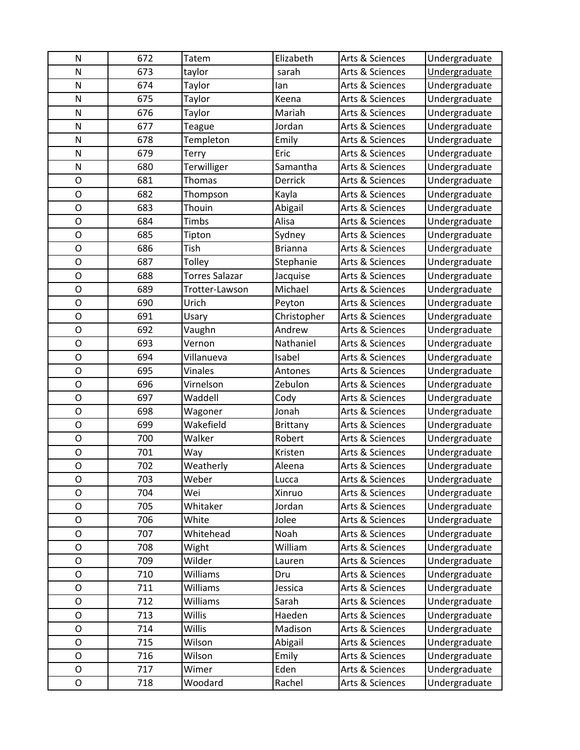| N | 672 | Tatem | Elizabeth | Arts & Sciences | Undergraduate |
|---|---|---|---|---|---|
| N | 673 | taylor | sarah | Arts & Sciences | Undergraduate |
| N | 674 | Taylor | Ian | Arts & Sciences | Undergraduate |
| N | 675 | Taylor | Keena | Arts & Sciences | Undergraduate |
| N | 676 | Taylor | Mariah | Arts & Sciences | Undergraduate |
| N | 677 | Teague | Jordan | Arts & Sciences | Undergraduate |
| N | 678 | Templeton | Emily | Arts & Sciences | Undergraduate |
| N | 679 | Terry | Eric | Arts & Sciences | Undergraduate |
| N | 680 | Terwilliger | Samantha | Arts & Sciences | Undergraduate |
| O | 681 | Thomas | Derrick | Arts & Sciences | Undergraduate |
| O | 682 | Thompson | Kayla | Arts & Sciences | Undergraduate |
| O | 683 | Thouin | Abigail | Arts & Sciences | Undergraduate |
| O | 684 | Timbs | Alisa | Arts & Sciences | Undergraduate |
| O | 685 | Tipton | Sydney | Arts & Sciences | Undergraduate |
| O | 686 | Tish | Brianna | Arts & Sciences | Undergraduate |
| O | 687 | Tolley | Stephanie | Arts & Sciences | Undergraduate |
| O | 688 | Torres Salazar | Jacquise | Arts & Sciences | Undergraduate |
| O | 689 | Trotter-Lawson | Michael | Arts & Sciences | Undergraduate |
| O | 690 | Urich | Peyton | Arts & Sciences | Undergraduate |
| O | 691 | Usary | Christopher | Arts & Sciences | Undergraduate |
| O | 692 | Vaughn | Andrew | Arts & Sciences | Undergraduate |
| O | 693 | Vernon | Nathaniel | Arts & Sciences | Undergraduate |
| O | 694 | Villanueva | Isabel | Arts & Sciences | Undergraduate |
| O | 695 | Vinales | Antones | Arts & Sciences | Undergraduate |
| O | 696 | Virnelson | Zebulon | Arts & Sciences | Undergraduate |
| O | 697 | Waddell | Cody | Arts & Sciences | Undergraduate |
| O | 698 | Wagoner | Jonah | Arts & Sciences | Undergraduate |
| O | 699 | Wakefield | Brittany | Arts & Sciences | Undergraduate |
| O | 700 | Walker | Robert | Arts & Sciences | Undergraduate |
| O | 701 | Way | Kristen | Arts & Sciences | Undergraduate |
| O | 702 | Weatherly | Aleena | Arts & Sciences | Undergraduate |
| O | 703 | Weber | Lucca | Arts & Sciences | Undergraduate |
| O | 704 | Wei | Xinruo | Arts & Sciences | Undergraduate |
| O | 705 | Whitaker | Jordan | Arts & Sciences | Undergraduate |
| O | 706 | White | Jolee | Arts & Sciences | Undergraduate |
| O | 707 | Whitehead | Noah | Arts & Sciences | Undergraduate |
| O | 708 | Wight | William | Arts & Sciences | Undergraduate |
| O | 709 | Wilder | Lauren | Arts & Sciences | Undergraduate |
| O | 710 | Williams | Dru | Arts & Sciences | Undergraduate |
| O | 711 | Williams | Jessica | Arts & Sciences | Undergraduate |
| O | 712 | Williams | Sarah | Arts & Sciences | Undergraduate |
| O | 713 | Willis | Haeden | Arts & Sciences | Undergraduate |
| O | 714 | Willis | Madison | Arts & Sciences | Undergraduate |
| O | 715 | Wilson | Abigail | Arts & Sciences | Undergraduate |
| O | 716 | Wilson | Emily | Arts & Sciences | Undergraduate |
| O | 717 | Wimer | Eden | Arts & Sciences | Undergraduate |
| O | 718 | Woodard | Rachel | Arts & Sciences | Undergraduate |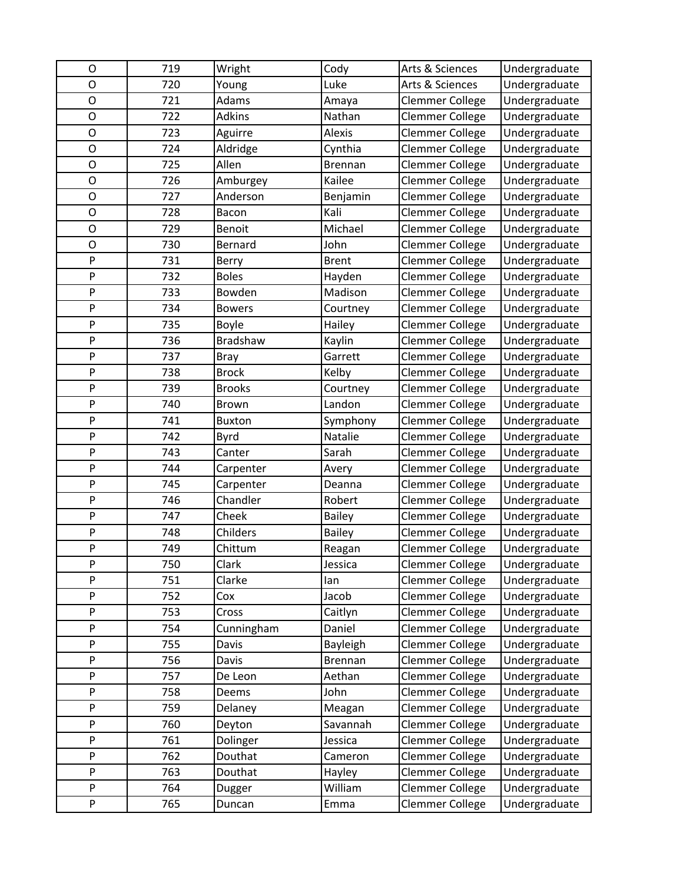| O | 719 | Wright | Cody | Arts & Sciences | Undergraduate |
|---|---|---|---|---|---|
| O | 720 | Young | Luke | Arts & Sciences | Undergraduate |
| O | 721 | Adams | Amaya | Clemmer College | Undergraduate |
| O | 722 | Adkins | Nathan | Clemmer College | Undergraduate |
| O | 723 | Aguirre | Alexis | Clemmer College | Undergraduate |
| O | 724 | Aldridge | Cynthia | Clemmer College | Undergraduate |
| O | 725 | Allen | Brennan | Clemmer College | Undergraduate |
| O | 726 | Amburgey | Kailee | Clemmer College | Undergraduate |
| O | 727 | Anderson | Benjamin | Clemmer College | Undergraduate |
| O | 728 | Bacon | Kali | Clemmer College | Undergraduate |
| O | 729 | Benoit | Michael | Clemmer College | Undergraduate |
| O | 730 | Bernard | John | Clemmer College | Undergraduate |
| P | 731 | Berry | Brent | Clemmer College | Undergraduate |
| P | 732 | Boles | Hayden | Clemmer College | Undergraduate |
| P | 733 | Bowden | Madison | Clemmer College | Undergraduate |
| P | 734 | Bowers | Courtney | Clemmer College | Undergraduate |
| P | 735 | Boyle | Hailey | Clemmer College | Undergraduate |
| P | 736 | Bradshaw | Kaylin | Clemmer College | Undergraduate |
| P | 737 | Bray | Garrett | Clemmer College | Undergraduate |
| P | 738 | Brock | Kelby | Clemmer College | Undergraduate |
| P | 739 | Brooks | Courtney | Clemmer College | Undergraduate |
| P | 740 | Brown | Landon | Clemmer College | Undergraduate |
| P | 741 | Buxton | Symphony | Clemmer College | Undergraduate |
| P | 742 | Byrd | Natalie | Clemmer College | Undergraduate |
| P | 743 | Canter | Sarah | Clemmer College | Undergraduate |
| P | 744 | Carpenter | Avery | Clemmer College | Undergraduate |
| P | 745 | Carpenter | Deanna | Clemmer College | Undergraduate |
| P | 746 | Chandler | Robert | Clemmer College | Undergraduate |
| P | 747 | Cheek | Bailey | Clemmer College | Undergraduate |
| P | 748 | Childers | Bailey | Clemmer College | Undergraduate |
| P | 749 | Chittum | Reagan | Clemmer College | Undergraduate |
| P | 750 | Clark | Jessica | Clemmer College | Undergraduate |
| P | 751 | Clarke | Ian | Clemmer College | Undergraduate |
| P | 752 | Cox | Jacob | Clemmer College | Undergraduate |
| P | 753 | Cross | Caitlyn | Clemmer College | Undergraduate |
| P | 754 | Cunningham | Daniel | Clemmer College | Undergraduate |
| P | 755 | Davis | Bayleigh | Clemmer College | Undergraduate |
| P | 756 | Davis | Brennan | Clemmer College | Undergraduate |
| P | 757 | De Leon | Aethan | Clemmer College | Undergraduate |
| P | 758 | Deems | John | Clemmer College | Undergraduate |
| P | 759 | Delaney | Meagan | Clemmer College | Undergraduate |
| P | 760 | Deyton | Savannah | Clemmer College | Undergraduate |
| P | 761 | Dolinger | Jessica | Clemmer College | Undergraduate |
| P | 762 | Douthat | Cameron | Clemmer College | Undergraduate |
| P | 763 | Douthat | Hayley | Clemmer College | Undergraduate |
| P | 764 | Dugger | William | Clemmer College | Undergraduate |
| P | 765 | Duncan | Emma | Clemmer College | Undergraduate |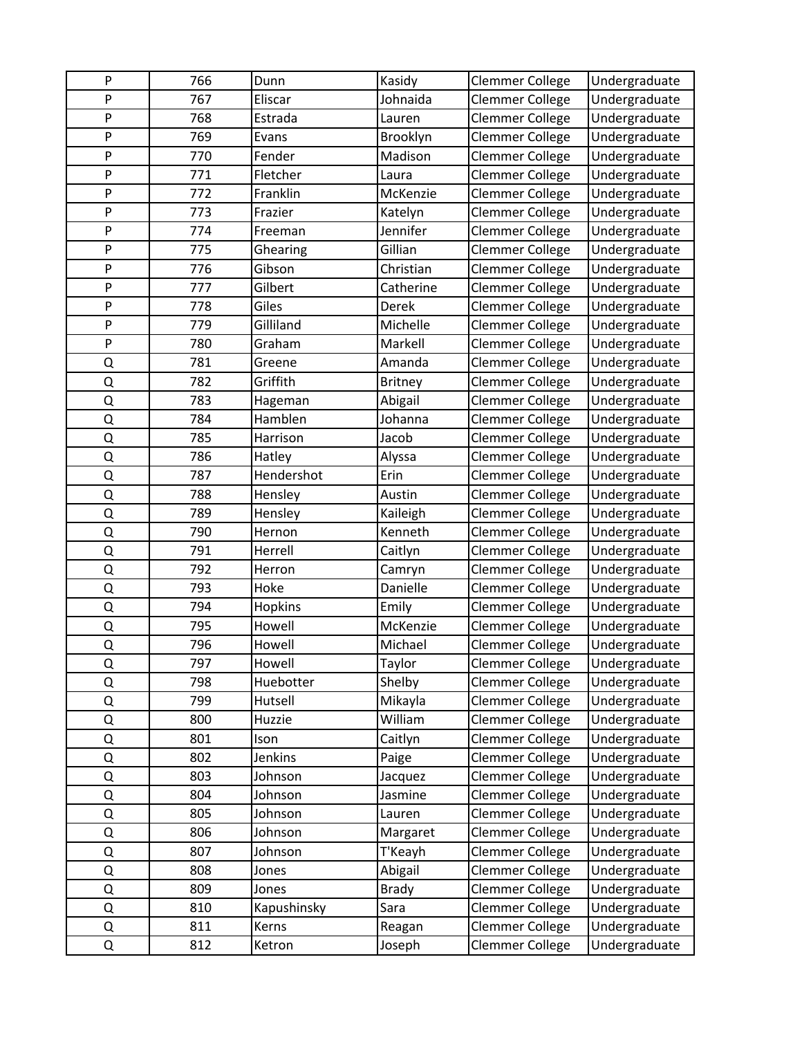| P | 766 | Dunn | Kasidy | Clemmer College | Undergraduate |
|---|---|---|---|---|---|
| P | 767 | Eliscar | Johnaida | Clemmer College | Undergraduate |
| P | 768 | Estrada | Lauren | Clemmer College | Undergraduate |
| P | 769 | Evans | Brooklyn | Clemmer College | Undergraduate |
| P | 770 | Fender | Madison | Clemmer College | Undergraduate |
| P | 771 | Fletcher | Laura | Clemmer College | Undergraduate |
| P | 772 | Franklin | McKenzie | Clemmer College | Undergraduate |
| P | 773 | Frazier | Katelyn | Clemmer College | Undergraduate |
| P | 774 | Freeman | Jennifer | Clemmer College | Undergraduate |
| P | 775 | Ghearing | Gillian | Clemmer College | Undergraduate |
| P | 776 | Gibson | Christian | Clemmer College | Undergraduate |
| P | 777 | Gilbert | Catherine | Clemmer College | Undergraduate |
| P | 778 | Giles | Derek | Clemmer College | Undergraduate |
| P | 779 | Gilliland | Michelle | Clemmer College | Undergraduate |
| P | 780 | Graham | Markell | Clemmer College | Undergraduate |
| Q | 781 | Greene | Amanda | Clemmer College | Undergraduate |
| Q | 782 | Griffith | Britney | Clemmer College | Undergraduate |
| Q | 783 | Hageman | Abigail | Clemmer College | Undergraduate |
| Q | 784 | Hamblen | Johanna | Clemmer College | Undergraduate |
| Q | 785 | Harrison | Jacob | Clemmer College | Undergraduate |
| Q | 786 | Hatley | Alyssa | Clemmer College | Undergraduate |
| Q | 787 | Hendershot | Erin | Clemmer College | Undergraduate |
| Q | 788 | Hensley | Austin | Clemmer College | Undergraduate |
| Q | 789 | Hensley | Kaileigh | Clemmer College | Undergraduate |
| Q | 790 | Hernon | Kenneth | Clemmer College | Undergraduate |
| Q | 791 | Herrell | Caitlyn | Clemmer College | Undergraduate |
| Q | 792 | Herron | Camryn | Clemmer College | Undergraduate |
| Q | 793 | Hoke | Danielle | Clemmer College | Undergraduate |
| Q | 794 | Hopkins | Emily | Clemmer College | Undergraduate |
| Q | 795 | Howell | McKenzie | Clemmer College | Undergraduate |
| Q | 796 | Howell | Michael | Clemmer College | Undergraduate |
| Q | 797 | Howell | Taylor | Clemmer College | Undergraduate |
| Q | 798 | Huebotter | Shelby | Clemmer College | Undergraduate |
| Q | 799 | Hutsell | Mikayla | Clemmer College | Undergraduate |
| Q | 800 | Huzzie | William | Clemmer College | Undergraduate |
| Q | 801 | Ison | Caitlyn | Clemmer College | Undergraduate |
| Q | 802 | Jenkins | Paige | Clemmer College | Undergraduate |
| Q | 803 | Johnson | Jacquez | Clemmer College | Undergraduate |
| Q | 804 | Johnson | Jasmine | Clemmer College | Undergraduate |
| Q | 805 | Johnson | Lauren | Clemmer College | Undergraduate |
| Q | 806 | Johnson | Margaret | Clemmer College | Undergraduate |
| Q | 807 | Johnson | T'Keayh | Clemmer College | Undergraduate |
| Q | 808 | Jones | Abigail | Clemmer College | Undergraduate |
| Q | 809 | Jones | Brady | Clemmer College | Undergraduate |
| Q | 810 | Kapushinsky | Sara | Clemmer College | Undergraduate |
| Q | 811 | Kerns | Reagan | Clemmer College | Undergraduate |
| Q | 812 | Ketron | Joseph | Clemmer College | Undergraduate |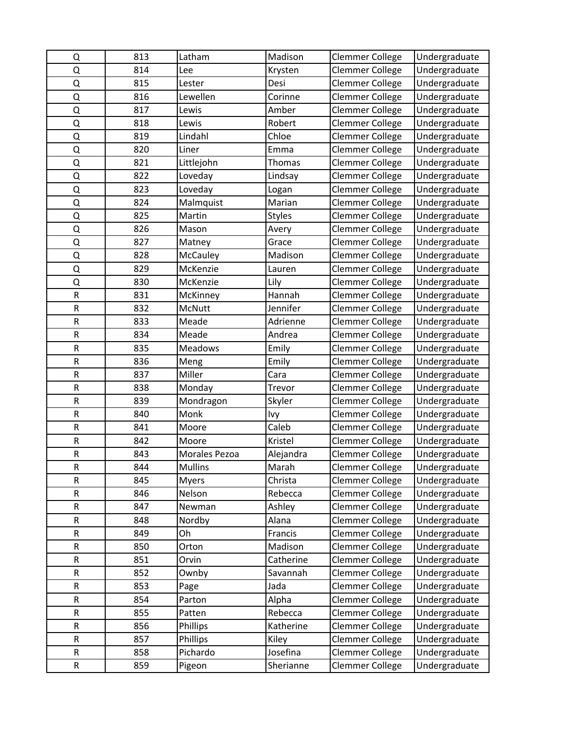| Q | 813 | Latham | Madison | Clemmer College | Undergraduate |
|---|---|---|---|---|---|
| Q | 814 | Lee | Krysten | Clemmer College | Undergraduate |
| Q | 815 | Lester | Desi | Clemmer College | Undergraduate |
| Q | 816 | Lewellen | Corinne | Clemmer College | Undergraduate |
| Q | 817 | Lewis | Amber | Clemmer College | Undergraduate |
| Q | 818 | Lewis | Robert | Clemmer College | Undergraduate |
| Q | 819 | Lindahl | Chloe | Clemmer College | Undergraduate |
| Q | 820 | Liner | Emma | Clemmer College | Undergraduate |
| Q | 821 | Littlejohn | Thomas | Clemmer College | Undergraduate |
| Q | 822 | Loveday | Lindsay | Clemmer College | Undergraduate |
| Q | 823 | Loveday | Logan | Clemmer College | Undergraduate |
| Q | 824 | Malmquist | Marian | Clemmer College | Undergraduate |
| Q | 825 | Martin | Styles | Clemmer College | Undergraduate |
| Q | 826 | Mason | Avery | Clemmer College | Undergraduate |
| Q | 827 | Matney | Grace | Clemmer College | Undergraduate |
| Q | 828 | McCauley | Madison | Clemmer College | Undergraduate |
| Q | 829 | McKenzie | Lauren | Clemmer College | Undergraduate |
| Q | 830 | McKenzie | Lily | Clemmer College | Undergraduate |
| R | 831 | McKinney | Hannah | Clemmer College | Undergraduate |
| R | 832 | McNutt | Jennifer | Clemmer College | Undergraduate |
| R | 833 | Meade | Adrienne | Clemmer College | Undergraduate |
| R | 834 | Meade | Andrea | Clemmer College | Undergraduate |
| R | 835 | Meadows | Emily | Clemmer College | Undergraduate |
| R | 836 | Meng | Emily | Clemmer College | Undergraduate |
| R | 837 | Miller | Cara | Clemmer College | Undergraduate |
| R | 838 | Monday | Trevor | Clemmer College | Undergraduate |
| R | 839 | Mondragon | Skyler | Clemmer College | Undergraduate |
| R | 840 | Monk | Ivy | Clemmer College | Undergraduate |
| R | 841 | Moore | Caleb | Clemmer College | Undergraduate |
| R | 842 | Moore | Kristel | Clemmer College | Undergraduate |
| R | 843 | Morales Pezoa | Alejandra | Clemmer College | Undergraduate |
| R | 844 | Mullins | Marah | Clemmer College | Undergraduate |
| R | 845 | Myers | Christa | Clemmer College | Undergraduate |
| R | 846 | Nelson | Rebecca | Clemmer College | Undergraduate |
| R | 847 | Newman | Ashley | Clemmer College | Undergraduate |
| R | 848 | Nordby | Alana | Clemmer College | Undergraduate |
| R | 849 | Oh | Francis | Clemmer College | Undergraduate |
| R | 850 | Orton | Madison | Clemmer College | Undergraduate |
| R | 851 | Orvin | Catherine | Clemmer College | Undergraduate |
| R | 852 | Ownby | Savannah | Clemmer College | Undergraduate |
| R | 853 | Page | Jada | Clemmer College | Undergraduate |
| R | 854 | Parton | Alpha | Clemmer College | Undergraduate |
| R | 855 | Patten | Rebecca | Clemmer College | Undergraduate |
| R | 856 | Phillips | Katherine | Clemmer College | Undergraduate |
| R | 857 | Phillips | Kiley | Clemmer College | Undergraduate |
| R | 858 | Pichardo | Josefina | Clemmer College | Undergraduate |
| R | 859 | Pigeon | Sherianne | Clemmer College | Undergraduate |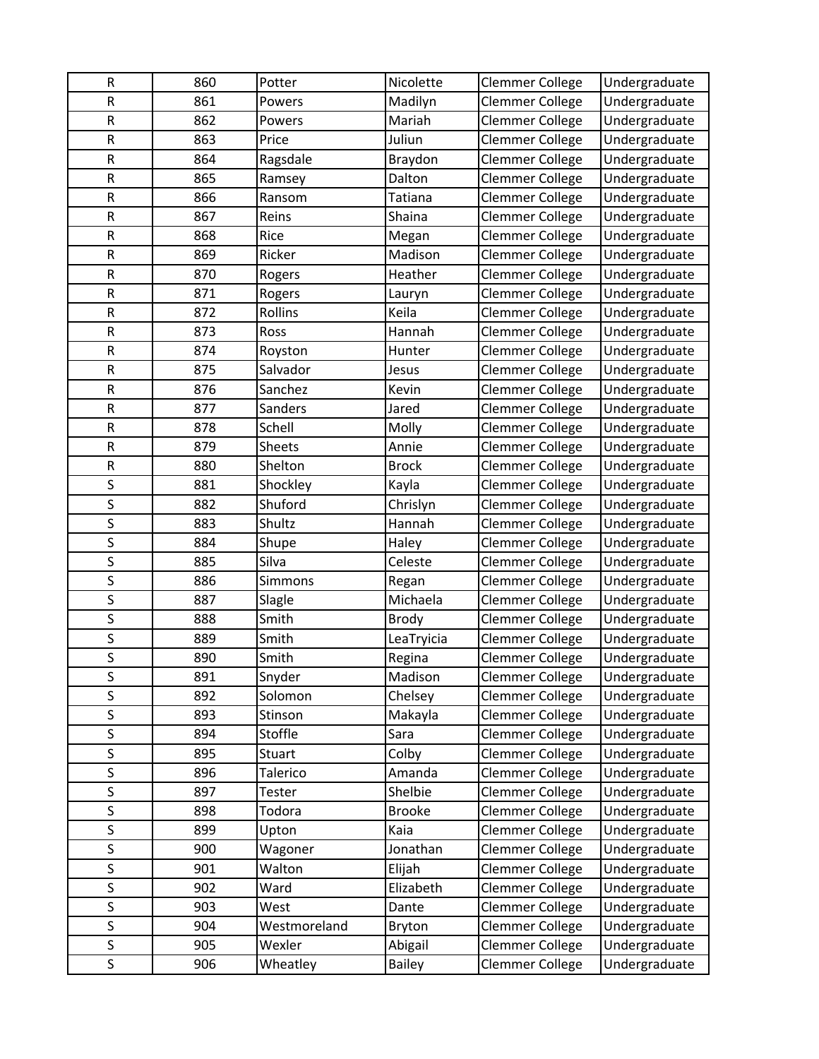| R | 860 | Potter | Nicolette | Clemmer College | Undergraduate |
|---|---|---|---|---|---|
| R | 861 | Powers | Madilyn | Clemmer College | Undergraduate |
| R | 862 | Powers | Mariah | Clemmer College | Undergraduate |
| R | 863 | Price | Juliun | Clemmer College | Undergraduate |
| R | 864 | Ragsdale | Braydon | Clemmer College | Undergraduate |
| R | 865 | Ramsey | Dalton | Clemmer College | Undergraduate |
| R | 866 | Ransom | Tatiana | Clemmer College | Undergraduate |
| R | 867 | Reins | Shaina | Clemmer College | Undergraduate |
| R | 868 | Rice | Megan | Clemmer College | Undergraduate |
| R | 869 | Ricker | Madison | Clemmer College | Undergraduate |
| R | 870 | Rogers | Heather | Clemmer College | Undergraduate |
| R | 871 | Rogers | Lauryn | Clemmer College | Undergraduate |
| R | 872 | Rollins | Keila | Clemmer College | Undergraduate |
| R | 873 | Ross | Hannah | Clemmer College | Undergraduate |
| R | 874 | Royston | Hunter | Clemmer College | Undergraduate |
| R | 875 | Salvador | Jesus | Clemmer College | Undergraduate |
| R | 876 | Sanchez | Kevin | Clemmer College | Undergraduate |
| R | 877 | Sanders | Jared | Clemmer College | Undergraduate |
| R | 878 | Schell | Molly | Clemmer College | Undergraduate |
| R | 879 | Sheets | Annie | Clemmer College | Undergraduate |
| R | 880 | Shelton | Brock | Clemmer College | Undergraduate |
| S | 881 | Shockley | Kayla | Clemmer College | Undergraduate |
| S | 882 | Shuford | Chrislyn | Clemmer College | Undergraduate |
| S | 883 | Shultz | Hannah | Clemmer College | Undergraduate |
| S | 884 | Shupe | Haley | Clemmer College | Undergraduate |
| S | 885 | Silva | Celeste | Clemmer College | Undergraduate |
| S | 886 | Simmons | Regan | Clemmer College | Undergraduate |
| S | 887 | Slagle | Michaela | Clemmer College | Undergraduate |
| S | 888 | Smith | Brody | Clemmer College | Undergraduate |
| S | 889 | Smith | LeaTryicia | Clemmer College | Undergraduate |
| S | 890 | Smith | Regina | Clemmer College | Undergraduate |
| S | 891 | Snyder | Madison | Clemmer College | Undergraduate |
| S | 892 | Solomon | Chelsey | Clemmer College | Undergraduate |
| S | 893 | Stinson | Makayla | Clemmer College | Undergraduate |
| S | 894 | Stoffle | Sara | Clemmer College | Undergraduate |
| S | 895 | Stuart | Colby | Clemmer College | Undergraduate |
| S | 896 | Talerico | Amanda | Clemmer College | Undergraduate |
| S | 897 | Tester | Shelbie | Clemmer College | Undergraduate |
| S | 898 | Todora | Brooke | Clemmer College | Undergraduate |
| S | 899 | Upton | Kaia | Clemmer College | Undergraduate |
| S | 900 | Wagoner | Jonathan | Clemmer College | Undergraduate |
| S | 901 | Walton | Elijah | Clemmer College | Undergraduate |
| S | 902 | Ward | Elizabeth | Clemmer College | Undergraduate |
| S | 903 | West | Dante | Clemmer College | Undergraduate |
| S | 904 | Westmoreland | Bryton | Clemmer College | Undergraduate |
| S | 905 | Wexler | Abigail | Clemmer College | Undergraduate |
| S | 906 | Wheatley | Bailey | Clemmer College | Undergraduate |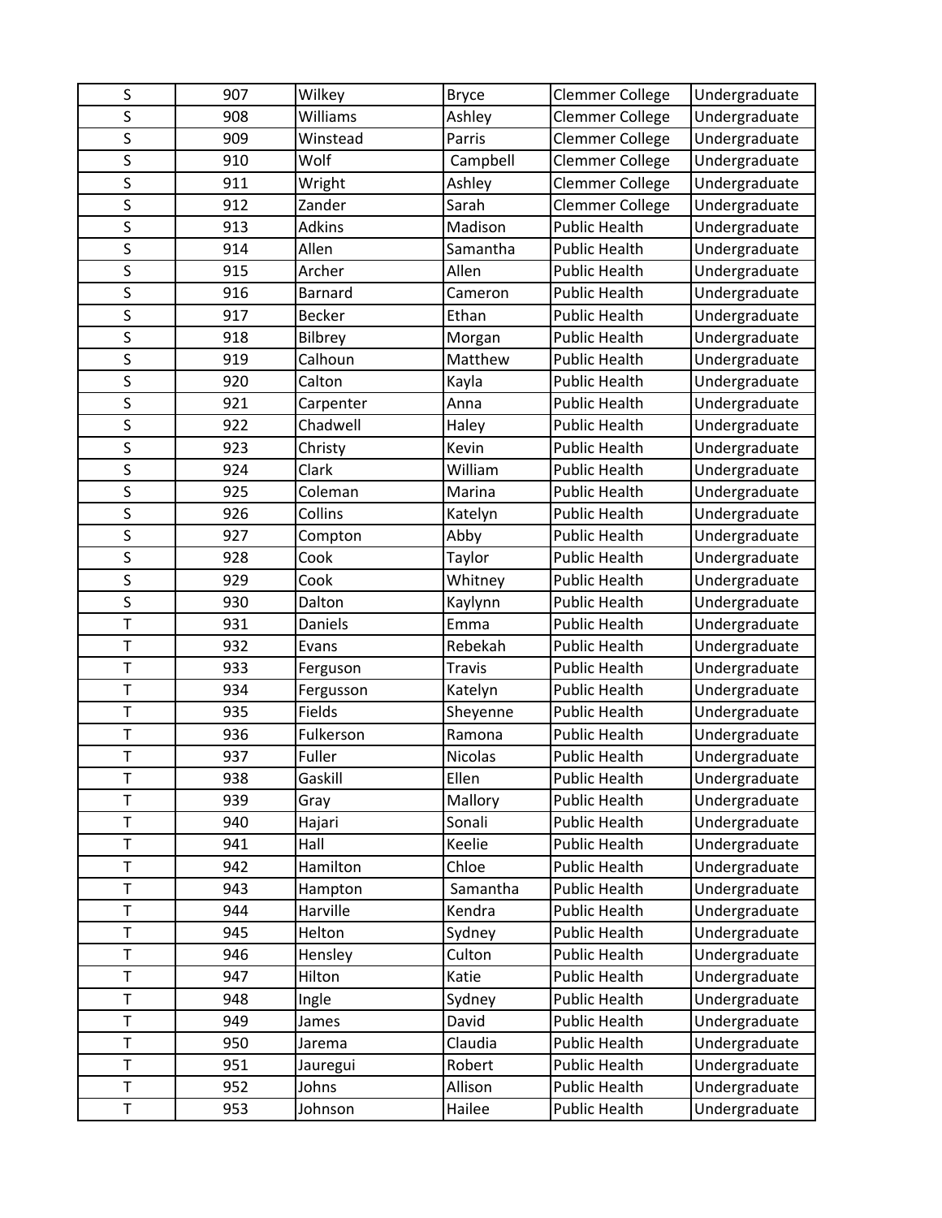| S | 907 | Wilkey | Bryce | Clemmer College | Undergraduate |
|---|---|---|---|---|---|
| S | 908 | Williams | Ashley | Clemmer College | Undergraduate |
| S | 909 | Winstead | Parris | Clemmer College | Undergraduate |
| S | 910 | Wolf | Campbell | Clemmer College | Undergraduate |
| S | 911 | Wright | Ashley | Clemmer College | Undergraduate |
| S | 912 | Zander | Sarah | Clemmer College | Undergraduate |
| S | 913 | Adkins | Madison | Public Health | Undergraduate |
| S | 914 | Allen | Samantha | Public Health | Undergraduate |
| S | 915 | Archer | Allen | Public Health | Undergraduate |
| S | 916 | Barnard | Cameron | Public Health | Undergraduate |
| S | 917 | Becker | Ethan | Public Health | Undergraduate |
| S | 918 | Bilbrey | Morgan | Public Health | Undergraduate |
| S | 919 | Calhoun | Matthew | Public Health | Undergraduate |
| S | 920 | Calton | Kayla | Public Health | Undergraduate |
| S | 921 | Carpenter | Anna | Public Health | Undergraduate |
| S | 922 | Chadwell | Haley | Public Health | Undergraduate |
| S | 923 | Christy | Kevin | Public Health | Undergraduate |
| S | 924 | Clark | William | Public Health | Undergraduate |
| S | 925 | Coleman | Marina | Public Health | Undergraduate |
| S | 926 | Collins | Katelyn | Public Health | Undergraduate |
| S | 927 | Compton | Abby | Public Health | Undergraduate |
| S | 928 | Cook | Taylor | Public Health | Undergraduate |
| S | 929 | Cook | Whitney | Public Health | Undergraduate |
| S | 930 | Dalton | Kaylynn | Public Health | Undergraduate |
| T | 931 | Daniels | Emma | Public Health | Undergraduate |
| T | 932 | Evans | Rebekah | Public Health | Undergraduate |
| T | 933 | Ferguson | Travis | Public Health | Undergraduate |
| T | 934 | Fergusson | Katelyn | Public Health | Undergraduate |
| T | 935 | Fields | Sheyenne | Public Health | Undergraduate |
| T | 936 | Fulkerson | Ramona | Public Health | Undergraduate |
| T | 937 | Fuller | Nicolas | Public Health | Undergraduate |
| T | 938 | Gaskill | Ellen | Public Health | Undergraduate |
| T | 939 | Gray | Mallory | Public Health | Undergraduate |
| T | 940 | Hajari | Sonali | Public Health | Undergraduate |
| T | 941 | Hall | Keelie | Public Health | Undergraduate |
| T | 942 | Hamilton | Chloe | Public Health | Undergraduate |
| T | 943 | Hampton | Samantha | Public Health | Undergraduate |
| T | 944 | Harville | Kendra | Public Health | Undergraduate |
| T | 945 | Helton | Sydney | Public Health | Undergraduate |
| T | 946 | Hensley | Culton | Public Health | Undergraduate |
| T | 947 | Hilton | Katie | Public Health | Undergraduate |
| T | 948 | Ingle | Sydney | Public Health | Undergraduate |
| T | 949 | James | David | Public Health | Undergraduate |
| T | 950 | Jarema | Claudia | Public Health | Undergraduate |
| T | 951 | Jauregui | Robert | Public Health | Undergraduate |
| T | 952 | Johns | Allison | Public Health | Undergraduate |
| T | 953 | Johnson | Hailee | Public Health | Undergraduate |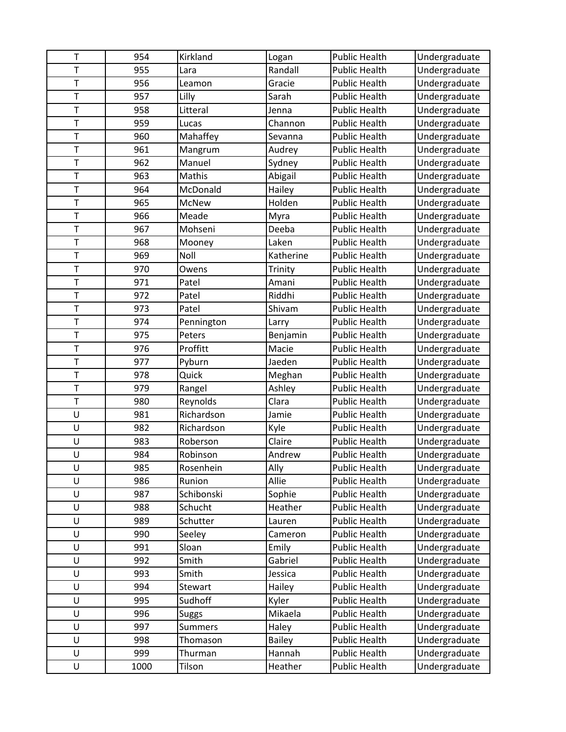| T | 954 | Kirkland | Logan | Public Health | Undergraduate |
|---|---|---|---|---|---|
| T | 955 | Lara | Randall | Public Health | Undergraduate |
| T | 956 | Leamon | Gracie | Public Health | Undergraduate |
| T | 957 | Lilly | Sarah | Public Health | Undergraduate |
| T | 958 | Litteral | Jenna | Public Health | Undergraduate |
| T | 959 | Lucas | Channon | Public Health | Undergraduate |
| T | 960 | Mahaffey | Sevanna | Public Health | Undergraduate |
| T | 961 | Mangrum | Audrey | Public Health | Undergraduate |
| T | 962 | Manuel | Sydney | Public Health | Undergraduate |
| T | 963 | Mathis | Abigail | Public Health | Undergraduate |
| T | 964 | McDonald | Hailey | Public Health | Undergraduate |
| T | 965 | McNew | Holden | Public Health | Undergraduate |
| T | 966 | Meade | Myra | Public Health | Undergraduate |
| T | 967 | Mohseni | Deeba | Public Health | Undergraduate |
| T | 968 | Mooney | Laken | Public Health | Undergraduate |
| T | 969 | Noll | Katherine | Public Health | Undergraduate |
| T | 970 | Owens | Trinity | Public Health | Undergraduate |
| T | 971 | Patel | Amani | Public Health | Undergraduate |
| T | 972 | Patel | Riddhi | Public Health | Undergraduate |
| T | 973 | Patel | Shivam | Public Health | Undergraduate |
| T | 974 | Pennington | Larry | Public Health | Undergraduate |
| T | 975 | Peters | Benjamin | Public Health | Undergraduate |
| T | 976 | Proffitt | Macie | Public Health | Undergraduate |
| T | 977 | Pyburn | Jaeden | Public Health | Undergraduate |
| T | 978 | Quick | Meghan | Public Health | Undergraduate |
| T | 979 | Rangel | Ashley | Public Health | Undergraduate |
| T | 980 | Reynolds | Clara | Public Health | Undergraduate |
| U | 981 | Richardson | Jamie | Public Health | Undergraduate |
| U | 982 | Richardson | Kyle | Public Health | Undergraduate |
| U | 983 | Roberson | Claire | Public Health | Undergraduate |
| U | 984 | Robinson | Andrew | Public Health | Undergraduate |
| U | 985 | Rosenhein | Ally | Public Health | Undergraduate |
| U | 986 | Runion | Allie | Public Health | Undergraduate |
| U | 987 | Schibonski | Sophie | Public Health | Undergraduate |
| U | 988 | Schucht | Heather | Public Health | Undergraduate |
| U | 989 | Schutter | Lauren | Public Health | Undergraduate |
| U | 990 | Seeley | Cameron | Public Health | Undergraduate |
| U | 991 | Sloan | Emily | Public Health | Undergraduate |
| U | 992 | Smith | Gabriel | Public Health | Undergraduate |
| U | 993 | Smith | Jessica | Public Health | Undergraduate |
| U | 994 | Stewart | Hailey | Public Health | Undergraduate |
| U | 995 | Sudhoff | Kyler | Public Health | Undergraduate |
| U | 996 | Suggs | Mikaela | Public Health | Undergraduate |
| U | 997 | Summers | Haley | Public Health | Undergraduate |
| U | 998 | Thomason | Bailey | Public Health | Undergraduate |
| U | 999 | Thurman | Hannah | Public Health | Undergraduate |
| U | 1000 | Tilson | Heather | Public Health | Undergraduate |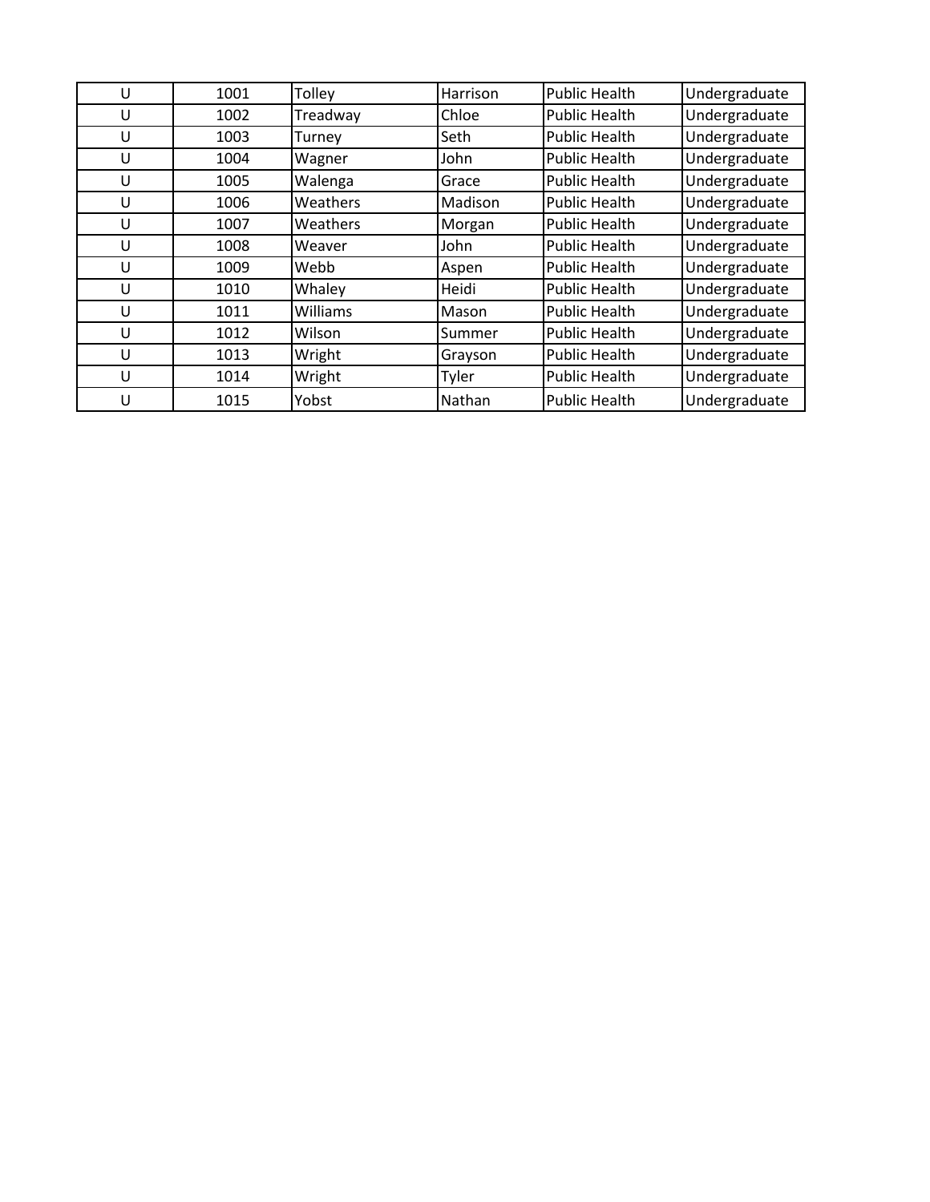| | | | | | |
|---|---|---|---|---|---|
| U | 1001 | Tolley | Harrison | Public Health | Undergraduate |
| U | 1002 | Treadway | Chloe | Public Health | Undergraduate |
| U | 1003 | Turney | Seth | Public Health | Undergraduate |
| U | 1004 | Wagner | John | Public Health | Undergraduate |
| U | 1005 | Walenga | Grace | Public Health | Undergraduate |
| U | 1006 | Weathers | Madison | Public Health | Undergraduate |
| U | 1007 | Weathers | Morgan | Public Health | Undergraduate |
| U | 1008 | Weaver | John | Public Health | Undergraduate |
| U | 1009 | Webb | Aspen | Public Health | Undergraduate |
| U | 1010 | Whaley | Heidi | Public Health | Undergraduate |
| U | 1011 | Williams | Mason | Public Health | Undergraduate |
| U | 1012 | Wilson | Summer | Public Health | Undergraduate |
| U | 1013 | Wright | Grayson | Public Health | Undergraduate |
| U | 1014 | Wright | Tyler | Public Health | Undergraduate |
| U | 1015 | Yobst | Nathan | Public Health | Undergraduate |